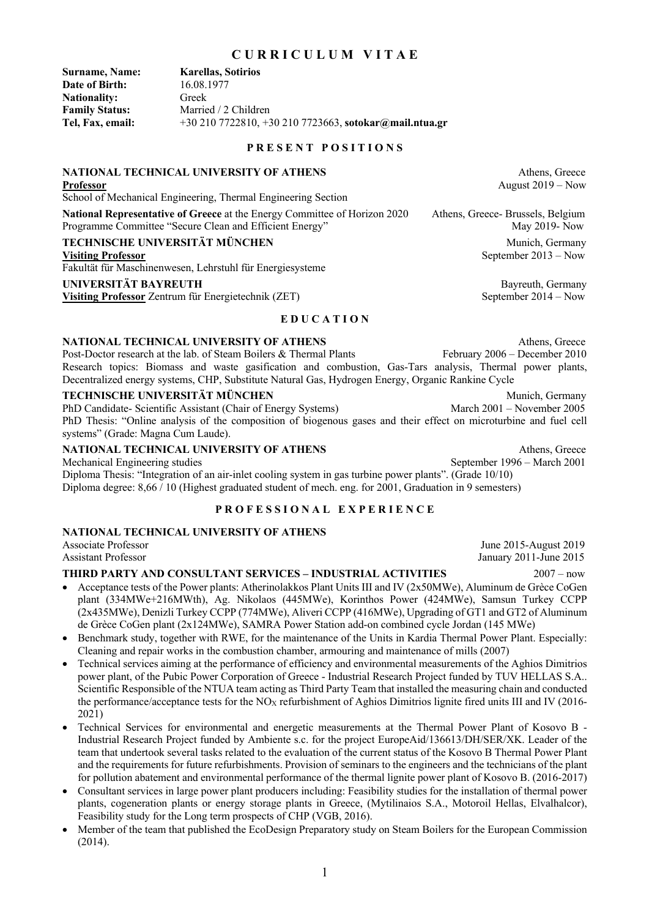# CURRICULUM VITAE

**Surname, Name:** **Karellas, Sotirios**
**Date of Birth:** 16.08.1977
**Nationality:** Greek
**Family Status:** Married / 2 Children
**Tel, Fax, email:** +30 210 7722810, +30 210 7723663, **sotokar@mail.ntua.gr**

## PRESENT POSITIONS

**NATIONAL TECHNICAL UNIVERSITY OF ATHENS** — Athens, Greece
**Professor** — August 2019 – Now
School of Mechanical Engineering, Thermal Engineering Section

**National Representative of Greece** at the Energy Committee of Horizon 2020 Programme Committee "Secure Clean and Efficient Energy" — Athens, Greece- Brussels, Belgium, May 2019- Now

**TECHNISCHE UNIVERSITÄT MÜNCHEN** — Munich, Germany
**Visiting Professor** — September 2013 – Now
Fakultät für Maschinenwesen, Lehrstuhl für Energiesysteme

**UNIVERSITÄT BAYREUTH** — Bayreuth, Germany
**Visiting Professor** Zentrum für Energietechnik (ZET) — September 2014 – Now

## EDUCATION

**NATIONAL TECHNICAL UNIVERSITY OF ATHENS** — Athens, Greece
Post-Doctor research at the lab. of Steam Boilers & Thermal Plants — February 2006 – December 2010
Research topics: Biomass and waste gasification and combustion, Gas-Tars analysis, Thermal power plants, Decentralized energy systems, CHP, Substitute Natural Gas, Hydrogen Energy, Organic Rankine Cycle

**TECHNISCHE UNIVERSITÄT MÜNCHEN** — Munich, Germany
PhD Candidate- Scientific Assistant (Chair of Energy Systems) — March 2001 – November 2005
PhD Thesis: "Online analysis of the composition of biogenous gases and their effect on microturbine and fuel cell systems" (Grade: Magna Cum Laude).

**NATIONAL TECHNICAL UNIVERSITY OF ATHENS** — Athens, Greece
Mechanical Engineering studies — September 1996 – March 2001
Diploma Thesis: "Integration of an air-inlet cooling system in gas turbine power plants". (Grade 10/10)
Diploma degree: 8,66 / 10 (Highest graduated student of mech. eng. for 2001, Graduation in 9 semesters)

## PROFESSIONAL EXPERIENCE

**NATIONAL TECHNICAL UNIVERSITY OF ATHENS**
Associate Professor — June 2015-August 2019
Assistant Professor — January 2011-June 2015

**THIRD PARTY AND CONSULTANT SERVICES – INDUSTRIAL ACTIVITIES** — 2007 – now

- Acceptance tests of the Power plants: Atherinolakkos Plant Units III and IV (2x50MWe), Aluminum de Grèce CoGen plant (334MWe+216MWth), Ag. Nikolaos (445MWe), Korinthos Power (424MWe), Samsun Turkey CCPP (2x435MWe), Denizli Turkey CCPP (774MWe), Aliveri CCPP (416MWe), Upgrading of GT1 and GT2 of Aluminum de Grèce CoGen plant (2x124MWe), SAMRA Power Station add-on combined cycle Jordan (145 MWe)
- Benchmark study, together with RWE, for the maintenance of the Units in Kardia Thermal Power Plant. Especially: Cleaning and repair works in the combustion chamber, armouring and maintenance of mills (2007)
- Technical services aiming at the performance of efficiency and environmental measurements of the Aghios Dimitrios power plant, of the Pubic Power Corporation of Greece - Industrial Research Project funded by TUV HELLAS S.A.. Scientific Responsible of the NTUA team acting as Third Party Team that installed the measuring chain and conducted the performance/acceptance tests for the $NO_X$ refurbishment of Aghios Dimitrios lignite fired units III and IV (2016-2021)
- Technical Services for environmental and energetic measurements at the Thermal Power Plant of Kosovo B - Industrial Research Project funded by Ambiente s.c. for the project EuropeAid/136613/DH/SER/XK. Leader of the team that undertook several tasks related to the evaluation of the current status of the Kosovo B Thermal Power Plant and the requirements for future refurbishments. Provision of seminars to the engineers and the technicians of the plant for pollution abatement and environmental performance of the thermal lignite power plant of Kosovo B. (2016-2017)
- Consultant services in large power plant producers including: Feasibility studies for the installation of thermal power plants, cogeneration plants or energy storage plants in Greece, (Mytilinaios S.A., Motoroil Hellas, Elvalhalcor), Feasibility study for the Long term prospects of CHP (VGB, 2016).
- Member of the team that published the EcoDesign Preparatory study on Steam Boilers for the European Commission (2014).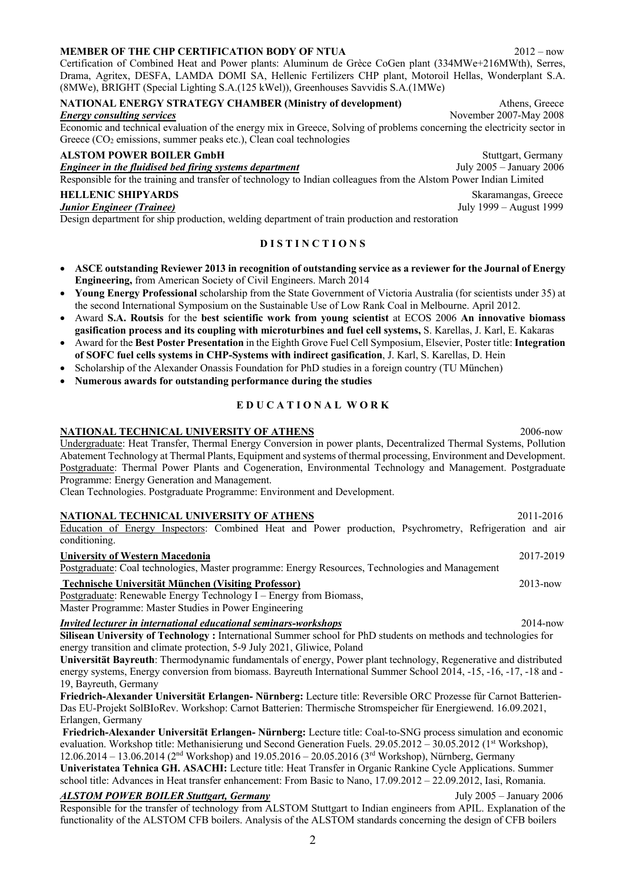**MEMBER OF THE CHP CERTIFICATION BODY OF NTUA** 2012 – now

Certification of Combined Heat and Power plants: Aluminum de Grèce CoGen plant (334MWe+216MWth), Serres, Drama, Agritex, DESFA, LAMDA DOMI SA, Hellenic Fertilizers CHP plant, Motoroil Hellas, Wonderplant S.A. (8MWe), BRIGHT (Special Lighting S.A.(125 kWel)), Greenhouses Savvidis S.A.(1MWe)

**NATIONAL ENERGY STRATEGY CHAMBER (Ministry of development)** Athens, Greece
***Energy consulting services*** November 2007-May 2008

Economic and technical evaluation of the energy mix in Greece, Solving of problems concerning the electricity sector in Greece ($CO_2$ emissions, summer peaks etc.), Clean coal technologies

**ALSTOM POWER BOILER GmbH** Stuttgart, Germany
***Engineer in the fluidised bed firing systems department*** July 2005 – January 2006

Responsible for the training and transfer of technology to Indian colleagues from the Alstom Power Indian Limited

**HELLENIC SHIPYARDS** Skaramangas, Greece
***Junior Engineer (Trainee)*** July 1999 – August 1999

Design department for ship production, welding department of train production and restoration

## DISTINCTIONS

- **ASCE outstanding Reviewer 2013 in recognition of outstanding service as a reviewer for the Journal of Energy Engineering,** from American Society of Civil Engineers. March 2014
- **Young Energy Professional** scholarship from the State Government of Victoria Australia (for scientists under 35) at the second International Symposium on the Sustainable Use of Low Rank Coal in Melbourne. April 2012.
- Award **S.A. Routsis** for the **best scientific work from young scientist** at ECOS 2006 **An innovative biomass gasification process and its coupling with microturbines and fuel cell systems,** S. Karellas, J. Karl, E. Kakaras
- Award for the **Best Poster Presentation** in the Eighth Grove Fuel Cell Symposium, Elsevier, Poster title: **Integration of SOFC fuel cells systems in CHP-Systems with indirect gasification**, J. Karl, S. Karellas, D. Hein
- Scholarship of the Alexander Onassis Foundation for PhD studies in a foreign country (TU München)
- **Numerous awards for outstanding performance during the studies**

## EDUCATIONAL WORK

**NATIONAL TECHNICAL UNIVERSITY OF ATHENS** 2006-now

Undergraduate: Heat Transfer, Thermal Energy Conversion in power plants, Decentralized Thermal Systems, Pollution Abatement Technology at Thermal Plants, Equipment and systems of thermal processing, Environment and Development. Postgraduate: Thermal Power Plants and Cogeneration, Environmental Technology and Management. Postgraduate Programme: Energy Generation and Management.
Clean Technologies. Postgraduate Programme: Environment and Development.

**NATIONAL TECHNICAL UNIVERSITY OF ATHENS** 2011-2016

Education of Energy Inspectors: Combined Heat and Power production, Psychrometry, Refrigeration and air conditioning.

**University of Western Macedonia** 2017-2019

Postgraduate: Coal technologies, Master programme: Energy Resources, Technologies and Management

**Technische Universität München (Visiting Professor)** 2013-now

Postgraduate: Renewable Energy Technology I – Energy from Biomass,
Master Programme: Master Studies in Power Engineering

***Invited lecturer in international educational seminars-workshops*** 2014-now

**Silisean University of Technology :** International Summer school for PhD students on methods and technologies for energy transition and climate protection, 5-9 July 2021, Gliwice, Poland

**Universität Bayreuth**: Thermodynamic fundamentals of energy, Power plant technology, Regenerative and distributed energy systems, Energy conversion from biomass. Bayreuth International Summer School 2014, -15, -16, -17, -18 and -19, Bayreuth, Germany

**Friedrich-Alexander Universität Erlangen- Nürnberg:** Lecture title: Reversible ORC Prozesse für Carnot Batterien-Das EU-Projekt SolBIoRev. Workshop: Carnot Batterien: Thermische Stromspeicher für Energiewend. 16.09.2021, Erlangen, Germany

**Friedrich-Alexander Universität Erlangen- Nürnberg:** Lecture title: Coal-to-SNG process simulation and economic evaluation. Workshop title: Methanisierung und Second Generation Fuels. 29.05.2012 – 30.05.2012 (1st Workshop), 12.06.2014 – 13.06.2014 (2nd Workshop) and 19.05.2016 – 20.05.2016 (3rd Workshop), Nürnberg, Germany

**Univeristatea Tehnica GH. ASACHI:** Lecture title: Heat Transfer in Organic Rankine Cycle Applications. Summer school title: Advances in Heat transfer enhancement: From Basic to Nano, 17.09.2012 – 22.09.2012, Iasi, Romania.

***ALSTOM POWER BOILER Stuttgart, Germany*** July 2005 – January 2006

Responsible for the transfer of technology from ALSTOM Stuttgart to Indian engineers from APIL. Explanation of the functionality of the ALSTOM CFB boilers. Analysis of the ALSTOM standards concerning the design of CFB boilers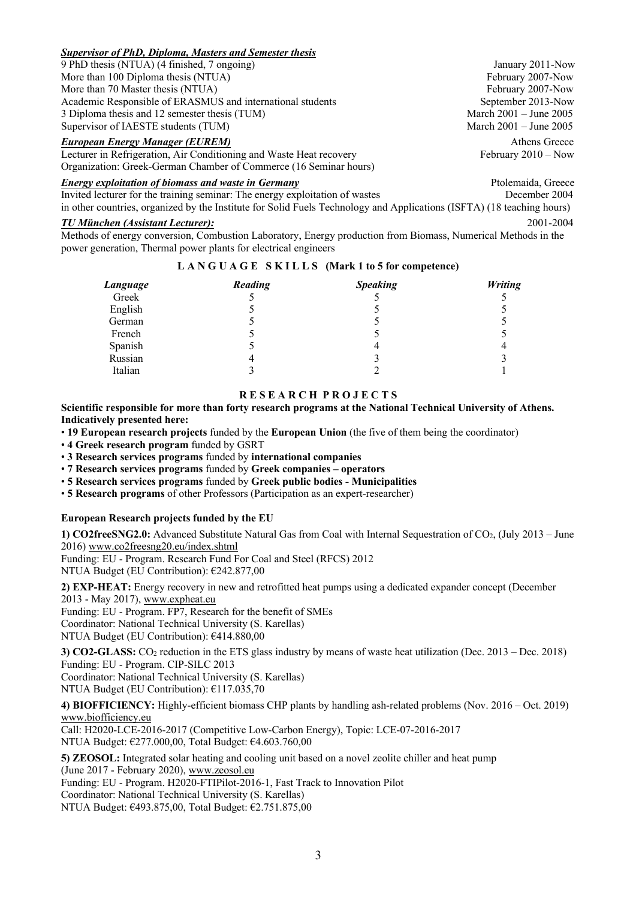***Supervisor of PhD, Diploma, Masters and Semester thesis***

9 PhD thesis (NTUA) (4 finished, 7 ongoing) — January 2011-Now
More than 100 Diploma thesis (NTUA) — February 2007-Now
More than 70 Master thesis (NTUA) — February 2007-Now
Academic Responsible of ERASMUS and international students — September 2013-Now
3 Diploma thesis and 12 semester thesis (TUM) — March 2001 – June 2005
Supervisor of IAESTE students (TUM) — March 2001 – June 2005

***European Energy Manager (EUREM)*** — Athens Greece

Lecturer in Refrigeration, Air Conditioning and Waste Heat recovery — February 2010 – Now
Organization: Greek-German Chamber of Commerce (16 Seminar hours)

***Energy exploitation of biomass and waste in Germany*** — Ptolemaida, Greece

Invited lecturer for the training seminar: The energy exploitation of wastes — December 2004
in other countries, organized by the Institute for Solid Fuels Technology and Applications (ISFTA) (18 teaching hours)

***TU München (Assistant Lecturer):*** — 2001-2004

Methods of energy conversion, Combustion Laboratory, Energy production from Biomass, Numerical Methods in the power generation, Thermal power plants for electrical engineers

**L A N G U A G E  S K I L L S (Mark 1 to 5 for competence)**

| *Language* | *Reading* | *Speaking* | *Writing* |
|---|---|---|---|
| Greek | 5 | 5 | 5 |
| English | 5 | 5 | 5 |
| German | 5 | 5 | 5 |
| French | 5 | 5 | 5 |
| Spanish | 5 | 4 | 4 |
| Russian | 4 | 3 | 3 |
| Italian | 3 | 2 | 1 |

**R E S E A R C H  P R O J E C T S**

**Scientific responsible for more than forty research programs at the National Technical University of Athens. Indicatively presented here:**

- **19 European research projects** funded by the **European Union** (the five of them being the coordinator)
- **4 Greek research program** funded by GSRT
- **3 Research services programs** funded by **international companies**
- **7 Research services programs** funded by **Greek companies – operators**
- **5 Research services programs** funded by **Greek public bodies - Municipalities**
- **5 Research programs** of other Professors (Participation as an expert-researcher)

**European Research projects funded by the EU**

**1) CO2freeSNG2.0:** Advanced Substitute Natural Gas from Coal with Internal Sequestration of $CO_2$, (July 2013 – June 2016) www.co2freesng20.eu/index.shtml
Funding: EU - Program. Research Fund For Coal and Steel (RFCS) 2012
NTUA Budget (EU Contribution): €242.877,00

**2) EXP-HEAT:** Energy recovery in new and retrofitted heat pumps using a dedicated expander concept (December 2013 - May 2017), www.expheat.eu
Funding: EU - Program. FP7, Research for the benefit of SMEs
Coordinator: National Technical University (S. Karellas)
NTUA Budget (EU Contribution): €414.880,00

**3) CO2-GLASS:** $CO_2$ reduction in the ETS glass industry by means of waste heat utilization (Dec. 2013 – Dec. 2018)
Funding: EU - Program. CIP-SILC 2013
Coordinator: National Technical University (S. Karellas)
NTUA Budget (EU Contribution): €117.035,70

**4) BIOFFICIENCY:** Highly-efficient biomass CHP plants by handling ash-related problems (Nov. 2016 – Oct. 2019) www.biofficiency.eu
Call: H2020-LCE-2016-2017 (Competitive Low-Carbon Energy), Topic: LCE-07-2016-2017
NTUA Budget: €277.000,00, Total Budget: €4.603.760,00

**5) ZEOSOL:** Integrated solar heating and cooling unit based on a novel zeolite chiller and heat pump (June 2017 - February 2020), www.zeosol.eu
Funding: EU - Program. H2020-FTIPilot-2016-1, Fast Track to Innovation Pilot
Coordinator: National Technical University (S. Karellas)
NTUA Budget: €493.875,00, Total Budget: €2.751.875,00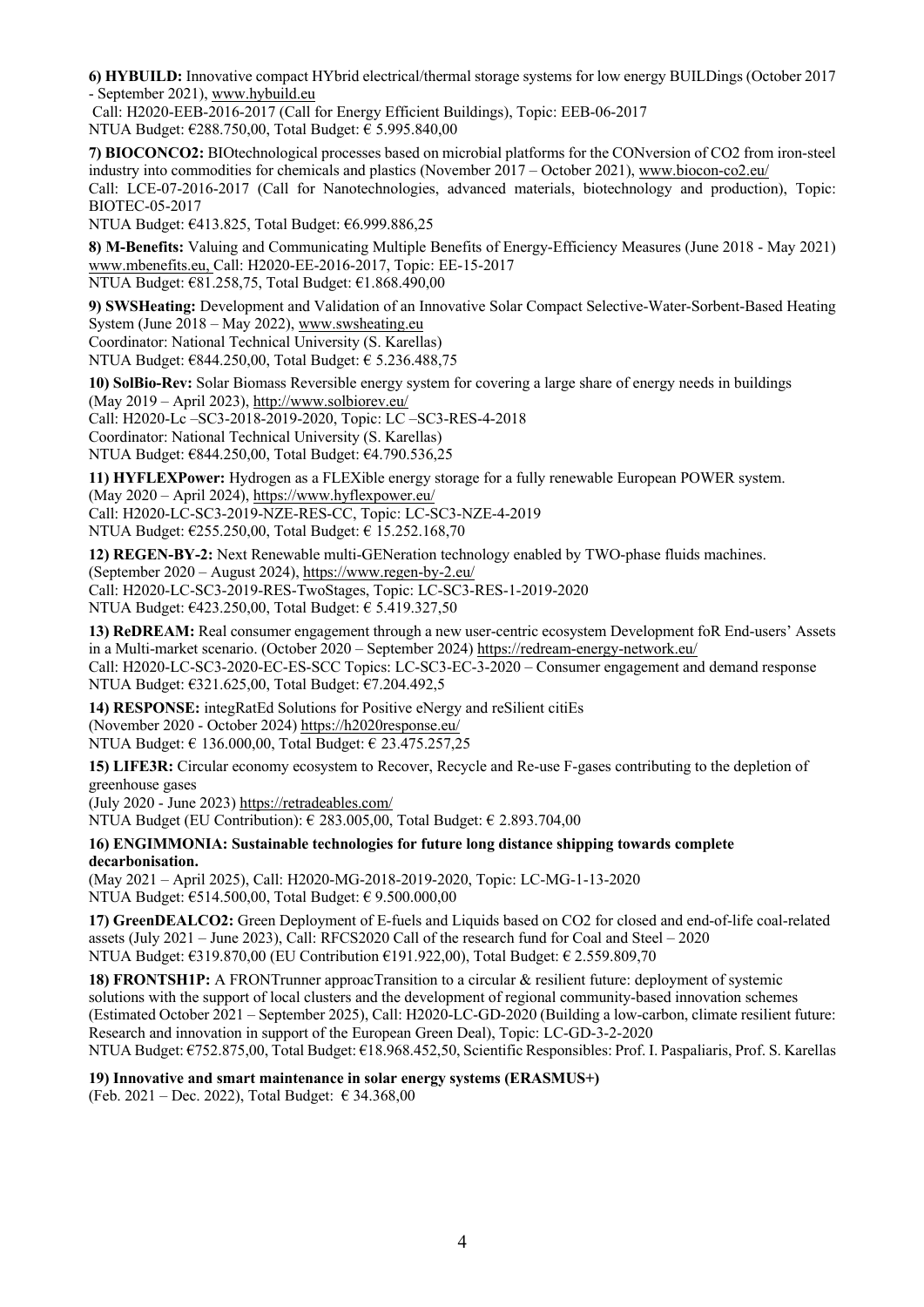**6) HYBUILD:** Innovative compact HYbrid electrical/thermal storage systems for low energy BUILDings (October 2017 - September 2021), www.hybuild.eu
Call: H2020-EEB-2016-2017 (Call for Energy Efficient Buildings), Topic: EEB-06-2017
NTUA Budget: €288.750,00, Total Budget: € 5.995.840,00

**7) BIOCONCO2:** BIOtechnological processes based on microbial platforms for the CONversion of CO2 from iron-steel industry into commodities for chemicals and plastics (November 2017 – October 2021), www.biocon-co2.eu/
Call: LCE-07-2016-2017 (Call for Nanotechnologies, advanced materials, biotechnology and production), Topic: BIOTEC-05-2017
NTUA Budget: €413.825, Total Budget: €6.999.886,25

**8) M-Benefits:** Valuing and Communicating Multiple Benefits of Energy-Efficiency Measures (June 2018 - May 2021) www.mbenefits.eu, Call: H2020-EE-2016-2017, Topic: EE-15-2017
NTUA Budget: €81.258,75, Total Budget: €1.868.490,00

**9) SWSHeating:** Development and Validation of an Innovative Solar Compact Selective-Water-Sorbent-Based Heating System (June 2018 – May 2022), www.swsheating.eu
Coordinator: National Technical University (S. Karellas)
NTUA Budget: €844.250,00, Total Budget: € 5.236.488,75

**10) SolBio-Rev:** Solar Biomass Reversible energy system for covering a large share of energy needs in buildings (May 2019 – April 2023), http://www.solbiorev.eu/
Call: H2020-Lc –SC3-2018-2019-2020, Topic: LC –SC3-RES-4-2018
Coordinator: National Technical University (S. Karellas)
NTUA Budget: €844.250,00, Total Budget: €4.790.536,25

**11) HYFLEXPower:** Hydrogen as a FLEXible energy storage for a fully renewable European POWER system. (May 2020 – April 2024), https://www.hyflexpower.eu/
Call: H2020-LC-SC3-2019-NZE-RES-CC, Topic: LC-SC3-NZE-4-2019
NTUA Budget: €255.250,00, Total Budget: € 15.252.168,70

**12) REGEN-BY-2:** Next Renewable multi-GENeration technology enabled by TWO-phase fluids machines. (September 2020 – August 2024), https://www.regen-by-2.eu/
Call: H2020-LC-SC3-2019-RES-TwoStages, Topic: LC-SC3-RES-1-2019-2020
NTUA Budget: €423.250,00, Total Budget: € 5.419.327,50

**13) ReDREAM:** Real consumer engagement through a new user-centric ecosystem Development foR End-users' Assets in a Multi-market scenario. (October 2020 – September 2024) https://redream-energy-network.eu/
Call: H2020-LC-SC3-2020-EC-ES-SCC Topics: LC-SC3-EC-3-2020 – Consumer engagement and demand response
NTUA Budget: €321.625,00, Total Budget: €7.204.492,5

**14) RESPONSE:** integRatEd Solutions for Positive eNergy and reSilient citiEs
(November 2020 - October 2024) https://h2020response.eu/
NTUA Budget: € 136.000,00, Total Budget: € 23.475.257,25

**15) LIFE3R:** Circular economy ecosystem to Recover, Recycle and Re-use F-gases contributing to the depletion of greenhouse gases
(July 2020 - June 2023) https://retradeables.com/
NTUA Budget (EU Contribution): € 283.005,00, Total Budget: € 2.893.704,00

**16) ENGIMMONIA: Sustainable technologies for future long distance shipping towards complete decarbonisation.**
(May 2021 – April 2025), Call: H2020-MG-2018-2019-2020, Topic: LC-MG-1-13-2020
NTUA Budget: €514.500,00, Total Budget: € 9.500.000,00

**17) GreenDEALCO2:** Green Deployment of E-fuels and Liquids based on CO2 for closed and end-of-life coal-related assets (July 2021 – June 2023), Call: RFCS2020 Call of the research fund for Coal and Steel – 2020
NTUA Budget: €319.870,00 (EU Contribution €191.922,00), Total Budget: € 2.559.809,70

**18) FRONTSH1P:** A FRONTrunner approacTransition to a circular & resilient future: deployment of systemic solutions with the support of local clusters and the development of regional community-based innovation schemes (Estimated October 2021 – September 2025), Call: H2020-LC-GD-2020 (Building a low-carbon, climate resilient future: Research and innovation in support of the European Green Deal), Topic: LC-GD-3-2-2020
NTUA Budget: €752.875,00, Total Budget: €18.968.452,50, Scientific Responsibles: Prof. I. Paspaliaris, Prof. S. Karellas

**19) Innovative and smart maintenance in solar energy systems (ERASMUS+)**
(Feb. 2021 – Dec. 2022), Total Budget: € 34.368,00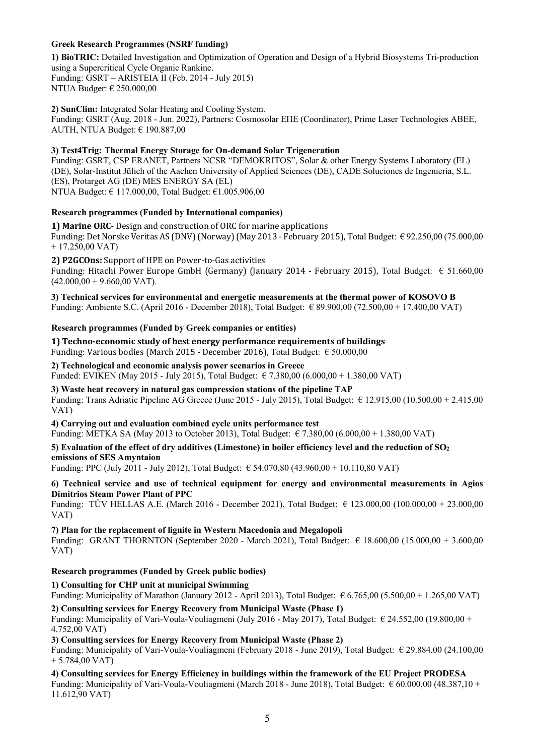**Greek Research Programmes (NSRF funding)**

**1) BioTRIC:** Detailed Investigation and Optimization of Operation and Design of a Hybrid Biosystems Tri-production using a Supercritical Cycle Organic Rankine.
Funding: GSRT – ARISTEIA II (Feb. 2014 - July 2015)
NTUA Budger: € 250.000,00

**2) SunClim:** Integrated Solar Heating and Cooling System.
Funding: GSRT (Aug. 2018 - Jun. 2022), Partners: Cosmosolar ΕΠΕ (Coordinator), Prime Laser Technologies ABEE, AUTH, NTUA Budget: € 190.887,00

**3) Test4Trig: Thermal Energy Storage for On-demand Solar Trigeneration**
Funding: GSRT, CSP ERANET, Partners NCSR "DEMOKRITOS", Solar & other Energy Systems Laboratory (EL) (DE), Solar-Institut Jülich of the Aachen University of Applied Sciences (DE), CADE Soluciones de Ingeniería, S.L. (ES), Protarget AG (DE) MES ENERGY SA (EL)
NTUA Budget: € 117.000,00, Total Budget: €1.005.906,00

**Research programmes (Funded by International companies)**

**1) Marine ORC-** Design and construction of ORC for marine applications
Funding: Det Norske Veritas AS (DNV) (Norway) (May 2013 - February 2015), Total Budget: € 92.250,00 (75.000,00 + 17.250,00 VAT)

**2) P2GCOns:** Support of HPE on Power-to-Gas activities
Funding: Hitachi Power Europe GmbH (Germany) (January 2014 - February 2015), Total Budget: € 51.660,00 (42.000,00 + 9.660,00 VAT).

**3) Technical services for environmental and energetic measurements at the thermal power of KOSOVO B**
Funding: Ambiente S.C. (April 2016 - December 2018), Total Budget: € 89.900,00 (72.500,00 + 17.400,00 VAT)

**Research programmes (Funded by Greek companies or entities)**

**1) Techno-economic study of best energy performance requirements of buildings**
Funding: Various bodies (March 2015 - December 2016), Total Budget: € 50.000,00

**2) Technological and economic analysis power scenarios in Greece**
Funded: EVIKEN (May 2015 - July 2015), Total Budget: € 7.380,00 (6.000,00 + 1.380,00 VAT)

**3) Waste heat recovery in natural gas compression stations of the pipeline TAP**
Funding: Trans Adriatic Pipeline AG Greece (June 2015 - July 2015), Total Budget: € 12.915,00 (10.500,00 + 2.415,00 VAT)

**4) Carrying out and evaluation combined cycle units performance test**
Funding: METKA SA (May 2013 to October 2013), Total Budget: € 7.380,00 (6.000,00 + 1.380,00 VAT)

**5) Evaluation of the effect of dry additives (Limestone) in boiler efficiency level and the reduction of $SO_2$ emissions of SES Amyntaion**
Funding: PPC (July 2011 - July 2012), Total Budget: € 54.070,80 (43.960,00 + 10.110,80 VAT)

**6) Technical service and use of technical equipment for energy and environmental measurements in Agios Dimitrios Steam Power Plant of PPC**
Funding: TÜV HELLAS A.E. (March 2016 - December 2021), Total Budget: € 123.000,00 (100.000,00 + 23.000,00 VAT)

**7) Plan for the replacement of lignite in Western Macedonia and Megalopoli**
Funding: GRANT THORNTON (September 2020 - March 2021), Total Budget: € 18.600,00 (15.000,00 + 3.600,00 VAT)

**Research programmes (Funded by Greek public bodies)**

**1) Consulting for CHP unit at municipal Swimming**
Funding: Municipality of Marathon (January 2012 - April 2013), Total Budget: € 6.765,00 (5.500,00 + 1.265,00 VAT)

**2) Consulting services for Energy Recovery from Municipal Waste (Phase 1)**
Funding: Municipality of Vari-Voula-Vouliagmeni (July 2016 - May 2017), Total Budget: € 24.552,00 (19.800,00 + 4.752,00 VAT)

**3) Consulting services for Energy Recovery from Municipal Waste (Phase 2)**
Funding: Municipality of Vari-Voula-Vouliagmeni (February 2018 - June 2019), Total Budget: € 29.884,00 (24.100,00 + 5.784,00 VAT)

**4) Consulting services for Energy Efficiency in buildings within the framework of the EU Project PRODESA**
Funding: Municipality of Vari-Voula-Vouliagmeni (March 2018 - June 2018), Total Budget: € 60.000,00 (48.387,10 + 11.612,90 VAT)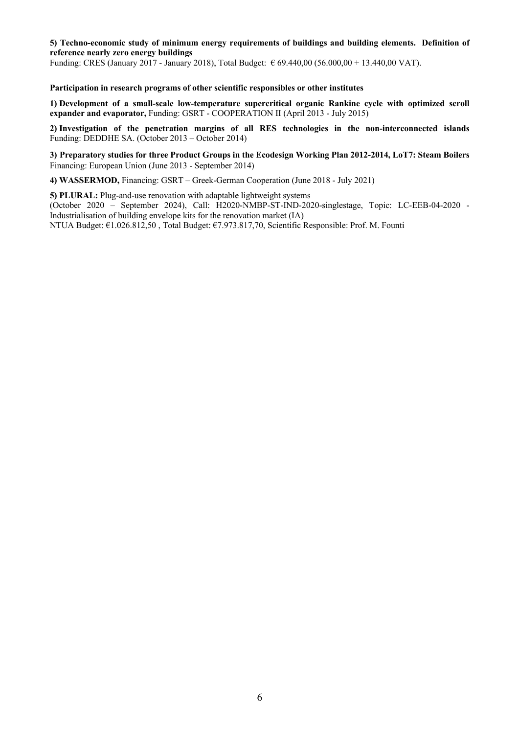**5) Techno-economic study of minimum energy requirements of buildings and building elements. Definition of reference nearly zero energy buildings**
Funding: CRES (January 2017 - January 2018), Total Budget: € 69.440,00 (56.000,00 + 13.440,00 VAT).

**Participation in research programs of other scientific responsibles or other institutes**

**1) Development of a small-scale low-temperature supercritical organic Rankine cycle with optimized scroll expander and evaporator,** Funding: GSRT - COOPERATION II (April 2013 - July 2015)

**2) Investigation of the penetration margins of all RES technologies in the non-interconnected islands** Funding: DEDDHE SA. (October 2013 – October 2014)

**3) Preparatory studies for three Product Groups in the Ecodesign Working Plan 2012-2014, LoT7: Steam Boilers** Financing: European Union (June 2013 - September 2014)

**4) WASSERMOD,** Financing: GSRT – Greek-German Cooperation (June 2018 - July 2021)

**5) PLURAL:** Plug-and-use renovation with adaptable lightweight systems
(October 2020 – September 2024), Call: H2020-NMBP-ST-IND-2020-singlestage, Topic: LC-EEB-04-2020 - Industrialisation of building envelope kits for the renovation market (IA)
NTUA Budget: €1.026.812,50 , Total Budget: €7.973.817,70, Scientific Responsible: Prof. M. Founti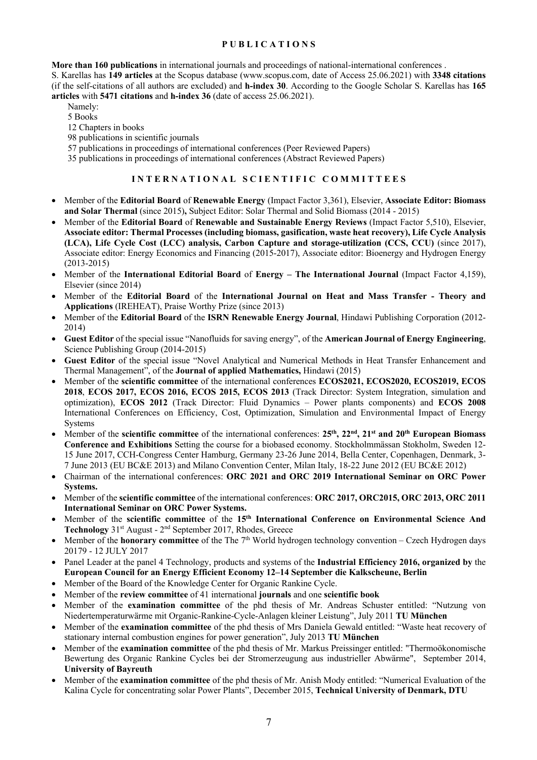## PUBLICATIONS

**More than 160 publications** in international journals and proceedings of national-international conferences .
S. Karellas has **149 articles** at the Scopus database (www.scopus.com, date of Access 25.06.2021) with **3348 citations** (if the self-citations of all authors are excluded) and **h-index 30**. According to the Google Scholar S. Karellas has **165 articles** with **5471 citations** and **h-index 36** (date of access 25.06.2021).

Namely:
5 Books
12 Chapters in books
98 publications in scientific journals
57 publications in proceedings of international conferences (Peer Reviewed Papers)
35 publications in proceedings of international conferences (Abstract Reviewed Papers)

## INTERNATIONAL SCIENTIFIC COMMITTEES

- Member of the **Editorial Board** of **Renewable Energy** (Impact Factor 3,361), Elsevier, **Associate Editor: Biomass and Solar Thermal** (since 2015)**,** Subject Editor: Solar Thermal and Solid Biomass (2014 - 2015)
- Member of the **Editorial Board** of **Renewable and Sustainable Energy Reviews** (Impact Factor 5,510), Elsevier, **Associate editor: Thermal Processes (including biomass, gasification, waste heat recovery), Life Cycle Analysis (LCA), Life Cycle Cost (LCC) analysis, Carbon Capture and storage-utilization (CCS, CCU)** (since 2017), Associate editor: Energy Economics and Financing (2015-2017), Associate editor: Bioenergy and Hydrogen Energy (2013-2015)
- Member of the **International Editorial Board** of **Energy – The International Journal** (Impact Factor 4,159), Elsevier (since 2014)
- Member of the **Editorial Board** of the **International Journal on Heat and Mass Transfer - Theory and Applications** (IREHEAT), Praise Worthy Prize (since 2013)
- Member of the **Editorial Board** of the **ISRN Renewable Energy Journal**, Hindawi Publishing Corporation (2012-2014)
- **Guest Editor** of the special issue "Nanofluids for saving energy", of the **American Journal of Energy Engineering**, Science Publishing Group (2014-2015)
- **Guest Editor** of the special issue "Novel Analytical and Numerical Methods in Heat Transfer Enhancement and Thermal Management", of the **Journal of applied Mathematics,** Hindawi (2015)
- Member of the **scientific committee** of the international conferences **ECOS2021, ECOS2020, ECOS2019, ECOS 2018**, **ECOS 2017, ECOS 2016, ECOS 2015, ECOS 2013** (Track Director: System Integration, simulation and optimization), **ECOS 2012** (Track Director: Fluid Dynamics – Power plants components) and **ECOS 2008** International Conferences on Efficiency, Cost, Optimization, Simulation and Environmental Impact of Energy Systems
- Member of the **scientific committee** of the international conferences: **25th, 22nd, 21st and 20th European Biomass Conference and Exhibitions** Setting the course for a biobased economy. Stockholmmässan Stokholm, Sweden 12-15 June 2017, CCH-Congress Center Hamburg, Germany 23-26 June 2014, Bella Center, Copenhagen, Denmark, 3-7 June 2013 (EU BC&E 2013) and Milano Convention Center, Milan Italy, 18-22 June 2012 (EU BC&E 2012)
- Chairman of the international conferences: **ORC 2021 and ORC 2019 International Seminar on ORC Power Systems.**
- Member of the **scientific committee** of the international conferences: **ORC 2017, ORC2015, ORC 2013, ORC 2011 International Seminar on ORC Power Systems.**
- Member of the **scientific committee** of the **15th International Conference on Environmental Science And Technology** 31st August - 2nd September 2017, Rhodes, Greece
- Member of the **honorary committee** of the The 7th World hydrogen technology convention – Czech Hydrogen days 20179 - 12 JULY 2017
- Panel Leader at the panel 4 Technology, products and systems of the **Industrial Efficiency 2016, organized by** the **European Council for an Energy Efficient Economy 12–14 September die Kalkscheune, Berlin**
- Member of the Board of the Knowledge Center for Organic Rankine Cycle.
- Member of the **review committee** of 41 international **journals** and one **scientific book**
- Member of the **examination committee** of the phd thesis of Mr. Andreas Schuster entitled: "Nutzung von Niedertemperaturwärme mit Organic-Rankine-Cycle-Anlagen kleiner Leistung", July 2011 **TU München**
- Member of the **examination committee** of the phd thesis of Mrs Daniela Gewald entitled: "Waste heat recovery of stationary internal combustion engines for power generation", July 2013 **TU München**
- Member of the **examination committee** of the phd thesis of Mr. Markus Preissinger entitled: "Thermoökonomische Bewertung des Organic Rankine Cycles bei der Stromerzeugung aus industrieller Abwärme", September 2014, **University of Bayreuth**
- Member of the **examination committee** of the phd thesis of Mr. Anish Mody entitled: "Numerical Evaluation of the Kalina Cycle for concentrating solar Power Plants", December 2015, **Technical University of Denmark, DTU**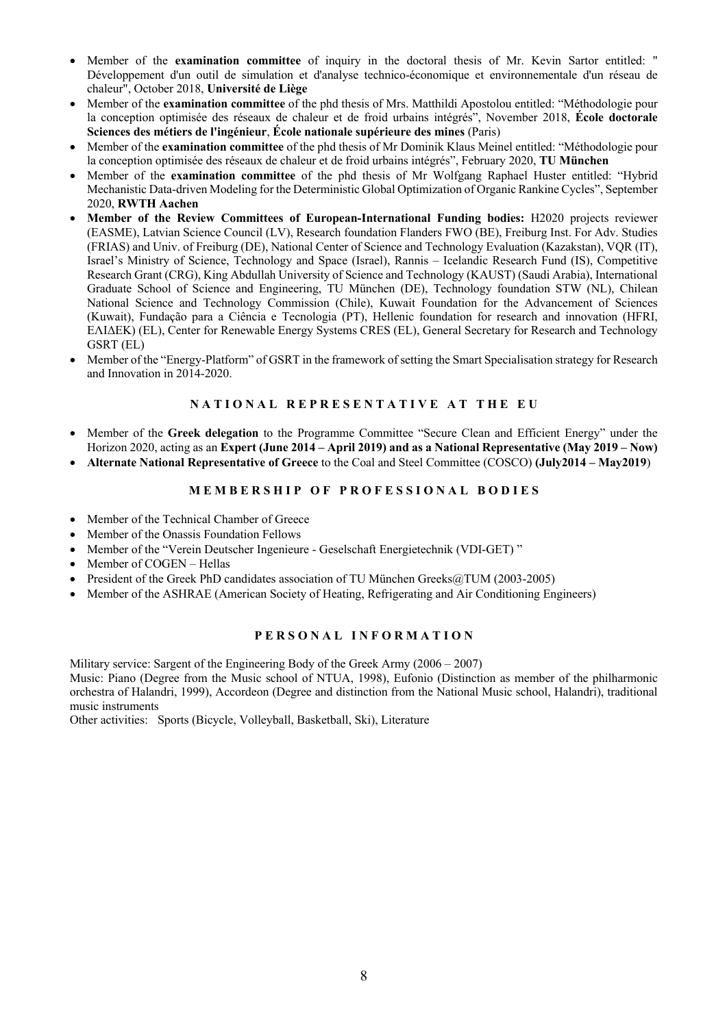- Member of the **examination committee** of inquiry in the doctoral thesis of Mr. Kevin Sartor entitled: " Développement d'un outil de simulation et d'analyse technico-économique et environnementale d'un réseau de chaleur", October 2018, **Université de Liège**
- Member of the **examination committee** of the phd thesis of Mrs. Matthildi Apostolou entitled: "Méthodologie pour la conception optimisée des réseaux de chaleur et de froid urbains intégrés", November 2018, **École doctorale Sciences des métiers de l'ingénieur**, **École nationale supérieure des mines** (Paris)
- Member of the **examination committee** of the phd thesis of Mr Dominik Klaus Meinel entitled: "Méthodologie pour la conception optimisée des réseaux de chaleur et de froid urbains intégrés", February 2020, **TU München**
- Member of the **examination committee** of the phd thesis of Mr Wolfgang Raphael Huster entitled: "Hybrid Mechanistic Data-driven Modeling for the Deterministic Global Optimization of Organic Rankine Cycles", September 2020, **RWTH Aachen**
- **Member of the Review Committees of European-International Funding bodies:** H2020 projects reviewer (EASME), Latvian Science Council (LV), Research foundation Flanders FWO (BE), Freiburg Inst. For Adv. Studies (FRIAS) and Univ. of Freiburg (DE), National Center of Science and Technology Evaluation (Kazakstan), VQR (IT), Israel's Ministry of Science, Technology and Space (Israel), Rannis – Icelandic Research Fund (IS), Competitive Research Grant (CRG), King Abdullah University of Science and Technology (KAUST) (Saudi Arabia), International Graduate School of Science and Engineering, TU München (DE), Technology foundation STW (NL), Chilean National Science and Technology Commission (Chile), Kuwait Foundation for the Advancement of Sciences (Kuwait), Fundação para a Ciência e Tecnologia (PT), Hellenic foundation for research and innovation (HFRI, ΕΛΙΔΕΚ) (EL), Center for Renewable Energy Systems CRES (EL), General Secretary for Research and Technology GSRT (EL)
- Member of the "Energy-Platform" of GSRT in the framework of setting the Smart Specialisation strategy for Research and Innovation in 2014-2020.

## NATIONAL REPRESENTATIVE AT THE EU

- Member of the **Greek delegation** to the Programme Committee "Secure Clean and Efficient Energy" under the Horizon 2020, acting as an **Expert (June 2014 – April 2019) and as a National Representative (May 2019 – Now)**
- **Alternate National Representative of Greece** to the Coal and Steel Committee (COSCO) **(July2014 – May2019**)

## MEMBERSHIP OF PROFESSIONAL BODIES

- Member of the Technical Chamber of Greece
- Member of the Onassis Foundation Fellows
- Member of the "Verein Deutscher Ingenieure - Geselschaft Energietechnik (VDI-GET) "
- Member of COGEN – Hellas
- President of the Greek PhD candidates association of TU München Greeks@TUM (2003-2005)
- Member of the ASHRAE (American Society of Heating, Refrigerating and Air Conditioning Engineers)

## PERSONAL INFORMATION

Military service: Sargent of the Engineering Body of the Greek Army (2006 – 2007)
Music: Piano (Degree from the Music school of NTUA, 1998), Eufonio (Distinction as member of the philharmonic orchestra of Halandri, 1999), Accordeon (Degree and distinction from the National Music school, Halandri), traditional music instruments
Other activities: Sports (Bicycle, Volleyball, Basketball, Ski), Literature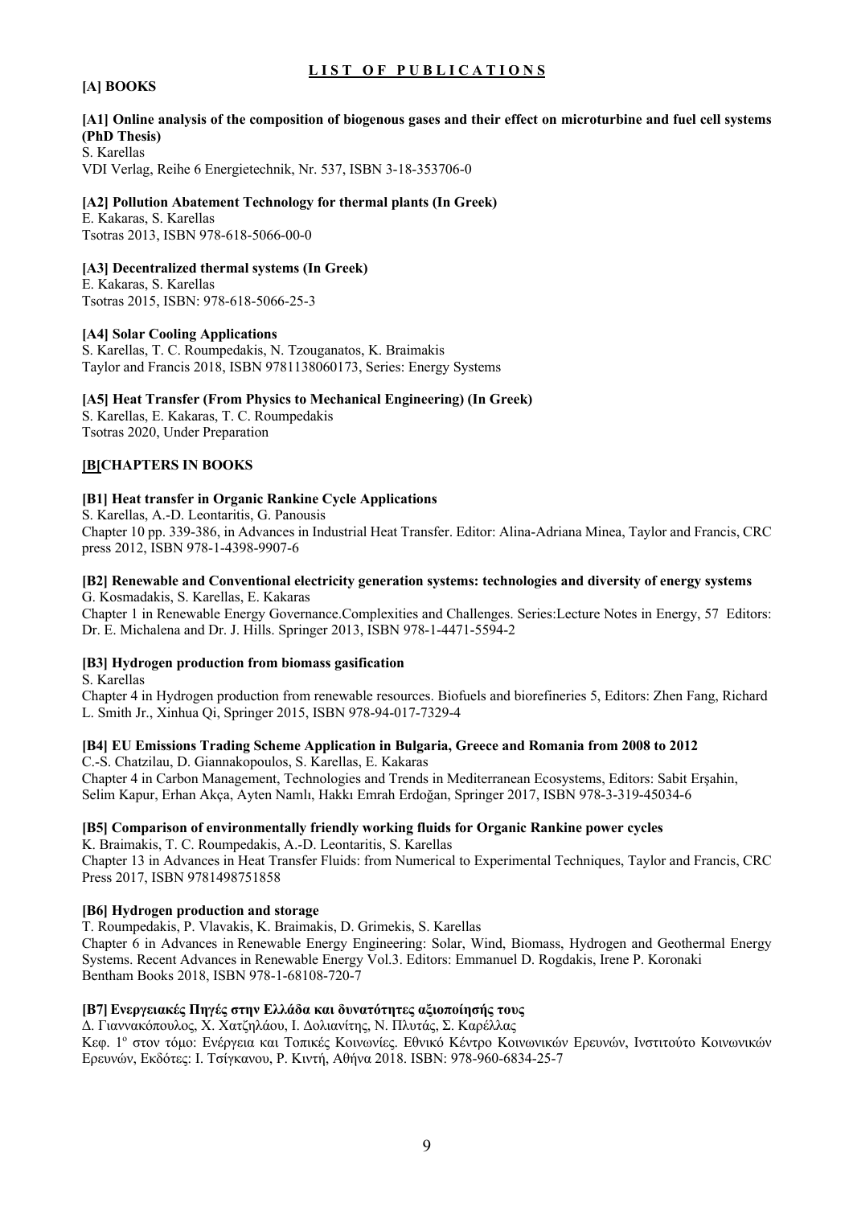## LIST OF PUBLICATIONS

### [A] BOOKS

**[A1] Online analysis of the composition of biogenous gases and their effect on microturbine and fuel cell systems (PhD Thesis)**
S. Karellas
VDI Verlag, Reihe 6 Energietechnik, Nr. 537, ISBN 3-18-353706-0

**[A2] Pollution Abatement Technology for thermal plants (In Greek)**
E. Kakaras, S. Karellas
Tsotras 2013, ISBN 978-618-5066-00-0

**[A3] Decentralized thermal systems (In Greek)**
E. Kakaras, S. Karellas
Tsotras 2015, ISBN: 978-618-5066-25-3

**[A4] Solar Cooling Applications**
S. Karellas, T. C. Roumpedakis, N. Tzouganatos, K. Braimakis
Taylor and Francis 2018, ISBN 9781138060173, Series: Energy Systems

**[A5] Heat Transfer (From Physics to Mechanical Engineering) (In Greek)**
S. Karellas, E. Kakaras, T. C. Roumpedakis
Tsotras 2020, Under Preparation

### [B[CHAPTERS IN BOOKS

**[B1] Heat transfer in Organic Rankine Cycle Applications**
S. Karellas, A.-D. Leontaritis, G. Panousis
Chapter 10 pp. 339-386, in Advances in Industrial Heat Transfer. Editor: Alina-Adriana Minea, Taylor and Francis, CRC press 2012, ISBN 978-1-4398-9907-6

**[B2] Renewable and Conventional electricity generation systems: technologies and diversity of energy systems**
G. Kosmadakis, S. Karellas, E. Kakaras
Chapter 1 in Renewable Energy Governance.Complexities and Challenges. Series:Lecture Notes in Energy, 57 Editors: Dr. E. Michalena and Dr. J. Hills. Springer 2013, ISBN 978-1-4471-5594-2

**[B3] Hydrogen production from biomass gasification**
S. Karellas
Chapter 4 in Hydrogen production from renewable resources. Biofuels and biorefineries 5, Editors: Zhen Fang, Richard L. Smith Jr., Xinhua Qi, Springer 2015, ISBN 978-94-017-7329-4

**[B4] EU Emissions Trading Scheme Application in Bulgaria, Greece and Romania from 2008 to 2012**
C.-S. Chatzilau, D. Giannakopoulos, S. Karellas, E. Kakaras
Chapter 4 in Carbon Management, Technologies and Trends in Mediterranean Ecosystems, Editors: Sabit Erşahin, Selim Kapur, Erhan Akça, Ayten Namlı, Hakkı Emrah Erdoğan, Springer 2017, ISBN 978-3-319-45034-6

**[B5] Comparison of environmentally friendly working fluids for Organic Rankine power cycles**
K. Braimakis, T. C. Roumpedakis, A.-D. Leontaritis, S. Karellas
Chapter 13 in Advances in Heat Transfer Fluids: from Numerical to Experimental Techniques, Taylor and Francis, CRC Press 2017, ISBN 9781498751858

**[B6] Hydrogen production and storage**
T. Roumpedakis, P. Vlavakis, K. Braimakis, D. Grimekis, S. Karellas
Chapter 6 in Advances in Renewable Energy Engineering: Solar, Wind, Biomass, Hydrogen and Geothermal Energy Systems. Recent Advances in Renewable Energy Vol.3. Editors: Emmanuel D. Rogdakis, Irene P. Koronaki
Bentham Books 2018, ISBN 978-1-68108-720-7

**[B7] Ενεργειακές Πηγές στην Ελλάδα και δυνατότητες αξιοποίησής τους**
Δ. Γιαννακόπουλος, Χ. Χατζηλάου, Ι. Δολιανίτης, Ν. Πλυτάς, Σ. Καρέλλας
Κεφ. 1ο στον τόμο: Ενέργεια και Τοπικές Κοινωνίες. Εθνικό Κέντρο Κοινωνικών Ερευνών, Ινστιτούτο Κοινωνικών Ερευνών, Εκδότες: Ι. Τσίγκανου, Ρ. Κιντή, Αθήνα 2018. ISBN: 978-960-6834-25-7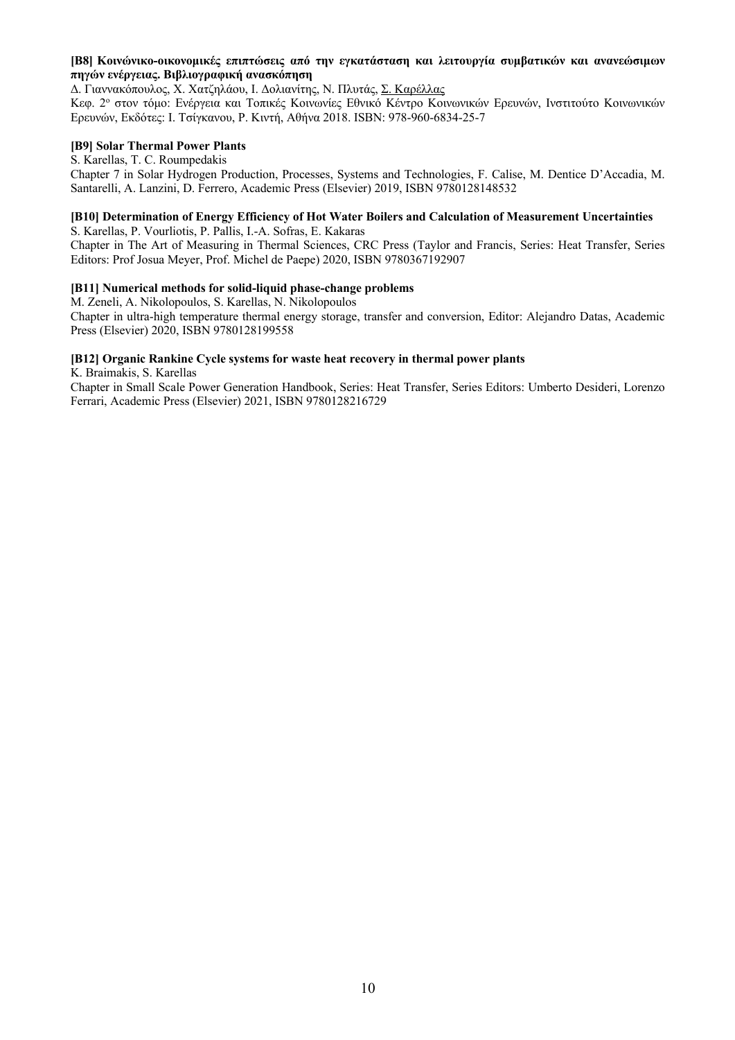**[B8] Κοινώνικο-οικονομικές επιπτώσεις από την εγκατάσταση και λειτουργία συμβατικών και ανανεώσιμων πηγών ενέργειας. Βιβλιογραφική ανασκόπηση**

Δ. Γιαννακόπουλος, Χ. Χατζηλάου, Ι. Δολιανίτης, Ν. Πλυτάς, <u>Σ. Καρέλλας</u>

Κεφ. 2ο στον τόμο: Ενέργεια και Τοπικές Κοινωνίες Εθνικό Κέντρο Κοινωνικών Ερευνών, Ινστιτούτο Κοινωνικών Ερευνών, Εκδότες: Ι. Τσίγκανου, Ρ. Κιντή, Αθήνα 2018. ISBN: 978-960-6834-25-7

**[B9] Solar Thermal Power Plants**

S. Karellas, T. C. Roumpedakis

Chapter 7 in Solar Hydrogen Production, Processes, Systems and Technologies, F. Calise, M. Dentice D'Accadia, M. Santarelli, A. Lanzini, D. Ferrero, Academic Press (Elsevier) 2019, ISBN 9780128148532

**[B10] Determination of Energy Efficiency of Hot Water Boilers and Calculation of Measurement Uncertainties**

S. Karellas, P. Vourliotis, P. Pallis, I.-A. Sofras, E. Kakaras

Chapter in The Art of Measuring in Thermal Sciences, CRC Press (Taylor and Francis, Series: Heat Transfer, Series Editors: Prof Josua Meyer, Prof. Michel de Paepe) 2020, ISBN 9780367192907

**[B11] Numerical methods for solid-liquid phase-change problems**

M. Zeneli, A. Nikolopoulos, S. Karellas, N. Nikolopoulos

Chapter in ultra-high temperature thermal energy storage, transfer and conversion, Editor: Alejandro Datas, Academic Press (Elsevier) 2020, ISBN 9780128199558

**[B12] Organic Rankine Cycle systems for waste heat recovery in thermal power plants**

K. Braimakis, S. Karellas

Chapter in Small Scale Power Generation Handbook, Series: Heat Transfer, Series Editors: Umberto Desideri, Lorenzo Ferrari, Academic Press (Elsevier) 2021, ISBN 9780128216729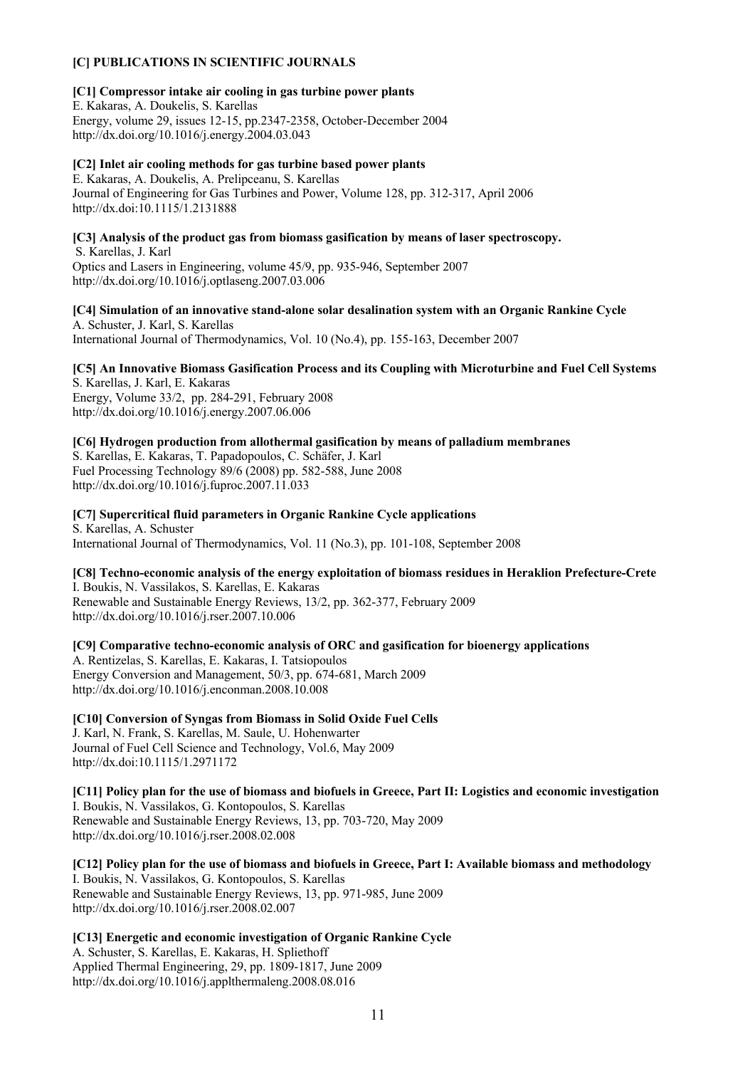### [C] PUBLICATIONS IN SCIENTIFIC JOURNALS

**[C1] Compressor intake air cooling in gas turbine power plants**
E. Kakaras, A. Doukelis, S. Karellas
Energy, volume 29, issues 12-15, pp.2347-2358, October-December 2004
http://dx.doi.org/10.1016/j.energy.2004.03.043

**[C2] Inlet air cooling methods for gas turbine based power plants**
E. Kakaras, A. Doukelis, A. Prelipceanu, S. Karellas
Journal of Engineering for Gas Turbines and Power, Volume 128, pp. 312-317, April 2006
http://dx.doi:10.1115/1.2131888

**[C3] Analysis of the product gas from biomass gasification by means of laser spectroscopy.**
S. Karellas, J. Karl
Optics and Lasers in Engineering, volume 45/9, pp. 935-946, September 2007
http://dx.doi.org/10.1016/j.optlaseng.2007.03.006

**[C4] Simulation of an innovative stand-alone solar desalination system with an Organic Rankine Cycle**
A. Schuster, J. Karl, S. Karellas
International Journal of Thermodynamics, Vol. 10 (No.4), pp. 155-163, December 2007

**[C5] An Innovative Biomass Gasification Process and its Coupling with Microturbine and Fuel Cell Systems**
S. Karellas, J. Karl, E. Kakaras
Energy, Volume 33/2, pp. 284-291, February 2008
http://dx.doi.org/10.1016/j.energy.2007.06.006

**[C6] Hydrogen production from allothermal gasification by means of palladium membranes**
S. Karellas, E. Kakaras, T. Papadopoulos, C. Schäfer, J. Karl
Fuel Processing Technology 89/6 (2008) pp. 582-588, June 2008
http://dx.doi.org/10.1016/j.fuproc.2007.11.033

**[C7] Supercritical fluid parameters in Organic Rankine Cycle applications**
S. Karellas, A. Schuster
International Journal of Thermodynamics, Vol. 11 (No.3), pp. 101-108, September 2008

**[C8] Techno-economic analysis of the energy exploitation of biomass residues in Heraklion Prefecture-Crete**
I. Boukis, N. Vassilakos, S. Karellas, E. Kakaras
Renewable and Sustainable Energy Reviews, 13/2, pp. 362-377, February 2009
http://dx.doi.org/10.1016/j.rser.2007.10.006

**[C9] Comparative techno-economic analysis of ORC and gasification for bioenergy applications**
A. Rentizelas, S. Karellas, E. Kakaras, I. Tatsiopoulos
Energy Conversion and Management, 50/3, pp. 674-681, March 2009
http://dx.doi.org/10.1016/j.enconman.2008.10.008

**[C10] Conversion of Syngas from Biomass in Solid Oxide Fuel Cells**
J. Karl, N. Frank, S. Karellas, M. Saule, U. Hohenwarter
Journal of Fuel Cell Science and Technology, Vol.6, May 2009
http://dx.doi:10.1115/1.2971172

**[C11] Policy plan for the use of biomass and biofuels in Greece, Part II: Logistics and economic investigation**
I. Boukis, N. Vassilakos, G. Kontopoulos, S. Karellas
Renewable and Sustainable Energy Reviews, 13, pp. 703-720, May 2009
http://dx.doi.org/10.1016/j.rser.2008.02.008

**[C12] Policy plan for the use of biomass and biofuels in Greece, Part I: Available biomass and methodology**
I. Boukis, N. Vassilakos, G. Kontopoulos, S. Karellas
Renewable and Sustainable Energy Reviews, 13, pp. 971-985, June 2009
http://dx.doi.org/10.1016/j.rser.2008.02.007

**[C13] Energetic and economic investigation of Organic Rankine Cycle**
A. Schuster, S. Karellas, E. Kakaras, H. Spliethoff
Applied Thermal Engineering, 29, pp. 1809-1817, June 2009
http://dx.doi.org/10.1016/j.applthermaleng.2008.08.016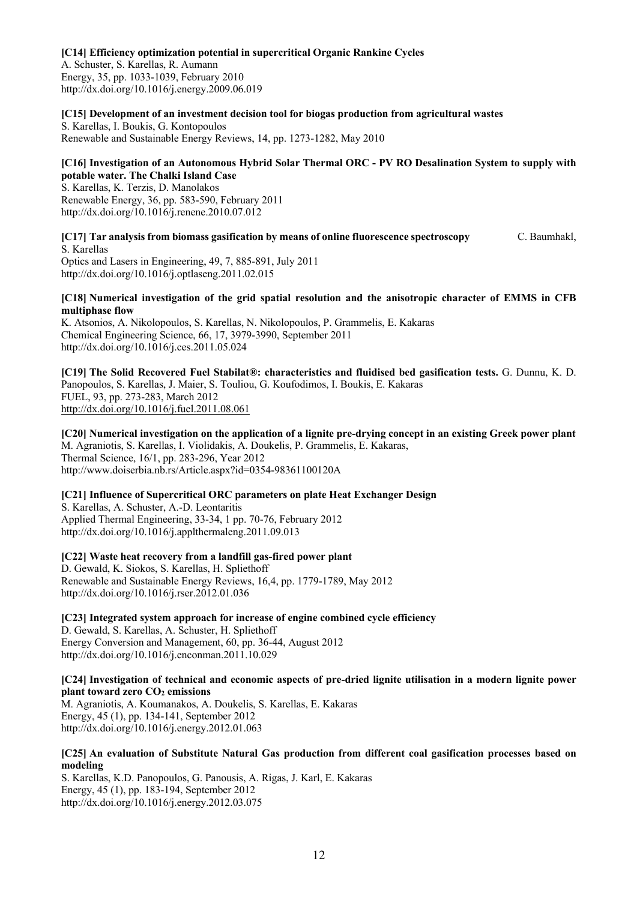**[C14] Efficiency optimization potential in supercritical Organic Rankine Cycles**
A. Schuster, S. Karellas, R. Aumann
Energy, 35, pp. 1033-1039, February 2010
http://dx.doi.org/10.1016/j.energy.2009.06.019

**[C15] Development of an investment decision tool for biogas production from agricultural wastes**
S. Karellas, I. Boukis, G. Kontopoulos
Renewable and Sustainable Energy Reviews, 14, pp. 1273-1282, May 2010

**[C16] Investigation of an Autonomous Hybrid Solar Thermal ORC - PV RO Desalination System to supply with potable water. The Chalki Island Case**
S. Karellas, K. Terzis, D. Manolakos
Renewable Energy, 36, pp. 583-590, February 2011
http://dx.doi.org/10.1016/j.renene.2010.07.012

**[C17] Tar analysis from biomass gasification by means of online fluorescence spectroscopy** C. Baumhakl, S. Karellas
Optics and Lasers in Engineering, 49, 7, 885-891, July 2011
http://dx.doi.org/10.1016/j.optlaseng.2011.02.015

**[C18] Numerical investigation of the grid spatial resolution and the anisotropic character of EMMS in CFB multiphase flow**
K. Atsonios, A. Nikolopoulos, S. Karellas, N. Nikolopoulos, P. Grammelis, E. Kakaras
Chemical Engineering Science, 66, 17, 3979-3990, September 2011
http://dx.doi.org/10.1016/j.ces.2011.05.024

**[C19] The Solid Recovered Fuel Stabilat®: characteristics and fluidised bed gasification tests.** G. Dunnu, K. D. Panopoulos, S. Karellas, J. Maier, S. Touliou, G. Koufodimos, I. Boukis, E. Kakaras
FUEL, 93, pp. 273-283, March 2012
http://dx.doi.org/10.1016/j.fuel.2011.08.061

**[C20] Numerical investigation on the application of a lignite pre-drying concept in an existing Greek power plant**
M. Agraniotis, S. Karellas, I. Violidakis, A. Doukelis, P. Grammelis, E. Kakaras,
Thermal Science, 16/1, pp. 283-296, Year 2012
http://www.doiserbia.nb.rs/Article.aspx?id=0354-98361100120A

**[C21] Influence of Supercritical ORC parameters on plate Heat Exchanger Design**
S. Karellas, A. Schuster, A.-D. Leontaritis
Applied Thermal Engineering, 33-34, 1 pp. 70-76, February 2012
http://dx.doi.org/10.1016/j.applthermaleng.2011.09.013

**[C22] Waste heat recovery from a landfill gas-fired power plant**
D. Gewald, K. Siokos, S. Karellas, H. Spliethoff
Renewable and Sustainable Energy Reviews, 16,4, pp. 1779-1789, May 2012
http://dx.doi.org/10.1016/j.rser.2012.01.036

**[C23] Integrated system approach for increase of engine combined cycle efficiency**
D. Gewald, S. Karellas, A. Schuster, H. Spliethoff
Energy Conversion and Management, 60, pp. 36-44, August 2012
http://dx.doi.org/10.1016/j.enconman.2011.10.029

**[C24] Investigation of technical and economic aspects of pre-dried lignite utilisation in a modern lignite power plant toward zero $CO_2$ emissions**
M. Agraniotis, A. Koumanakos, A. Doukelis, S. Karellas, E. Kakaras
Energy, 45 (1), pp. 134-141, September 2012
http://dx.doi.org/10.1016/j.energy.2012.01.063

**[C25] An evaluation of Substitute Natural Gas production from different coal gasification processes based on modeling**
S. Karellas, K.D. Panopoulos, G. Panousis, A. Rigas, J. Karl, E. Kakaras
Energy, 45 (1), pp. 183-194, September 2012
http://dx.doi.org/10.1016/j.energy.2012.03.075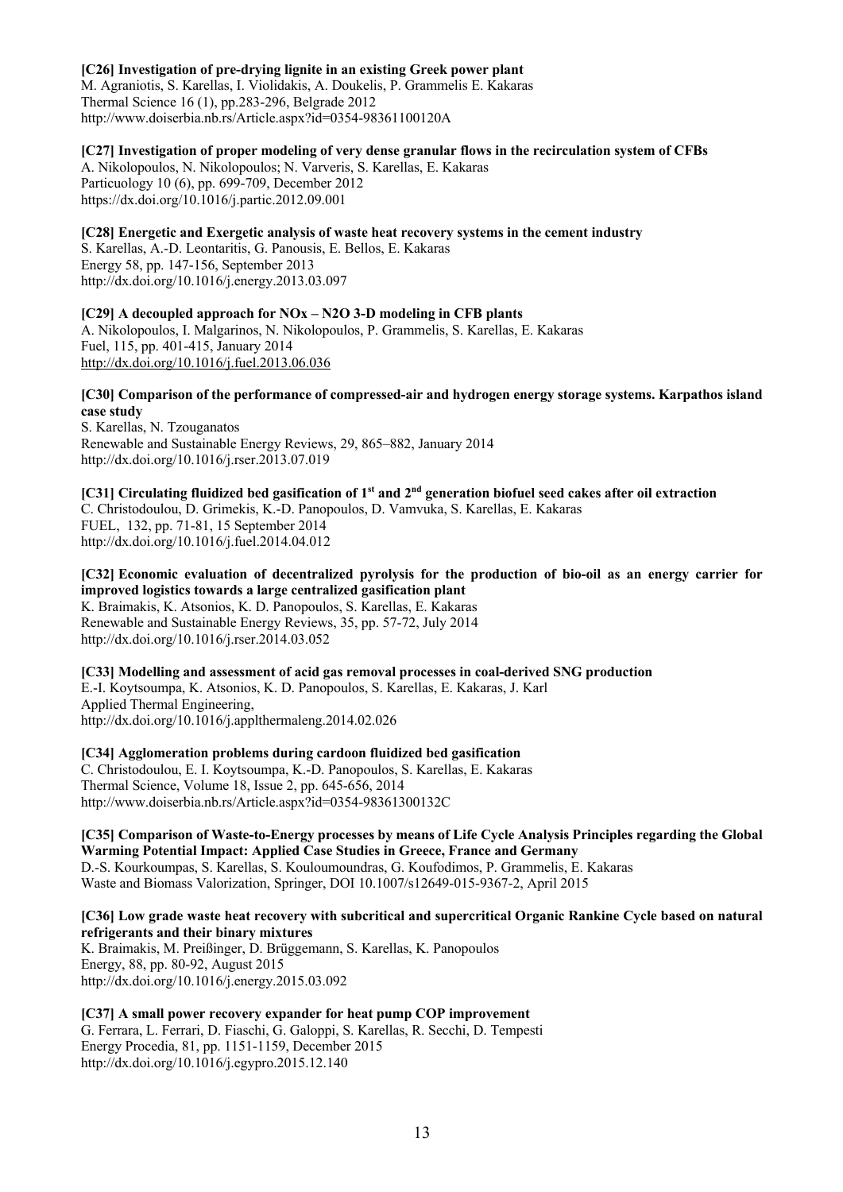**[C26] Investigation of pre-drying lignite in an existing Greek power plant**
M. Agraniotis, S. Karellas, I. Violidakis, A. Doukelis, P. Grammelis E. Kakaras
Thermal Science 16 (1), pp.283-296, Belgrade 2012
http://www.doiserbia.nb.rs/Article.aspx?id=0354-98361100120A

**[C27] Investigation of proper modeling of very dense granular flows in the recirculation system of CFBs**
A. Nikolopoulos, N. Nikolopoulos; N. Varveris, S. Karellas, E. Kakaras
Particuology 10 (6), pp. 699-709, December 2012
https://dx.doi.org/10.1016/j.partic.2012.09.001

**[C28] Energetic and Exergetic analysis of waste heat recovery systems in the cement industry**
S. Karellas, A.-D. Leontaritis, G. Panousis, E. Bellos, E. Kakaras
Energy 58, pp. 147-156, September 2013
http://dx.doi.org/10.1016/j.energy.2013.03.097

**[C29] A decoupled approach for NOx – N2O 3-D modeling in CFB plants**
A. Nikolopoulos, I. Malgarinos, N. Nikolopoulos, P. Grammelis, S. Karellas, E. Kakaras
Fuel, 115, pp. 401-415, January 2014
http://dx.doi.org/10.1016/j.fuel.2013.06.036

**[C30] Comparison of the performance of compressed-air and hydrogen energy storage systems. Karpathos island case study**
S. Karellas, N. Tzouganatos
Renewable and Sustainable Energy Reviews, 29, 865–882, January 2014
http://dx.doi.org/10.1016/j.rser.2013.07.019

**[C31] Circulating fluidized bed gasification of 1st and 2nd generation biofuel seed cakes after oil extraction**
C. Christodoulou, D. Grimekis, K.-D. Panopoulos, D. Vamvuka, S. Karellas, E. Kakaras
FUEL, 132, pp. 71-81, 15 September 2014
http://dx.doi.org/10.1016/j.fuel.2014.04.012

**[C32] Economic evaluation of decentralized pyrolysis for the production of bio-oil as an energy carrier for improved logistics towards a large centralized gasification plant**
K. Braimakis, K. Atsonios, K. D. Panopoulos, S. Karellas, E. Kakaras
Renewable and Sustainable Energy Reviews, 35, pp. 57-72, July 2014
http://dx.doi.org/10.1016/j.rser.2014.03.052

**[C33] Modelling and assessment of acid gas removal processes in coal-derived SNG production**
E.-I. Koytsoumpa, K. Atsonios, K. D. Panopoulos, S. Karellas, E. Kakaras, J. Karl
Applied Thermal Engineering,
http://dx.doi.org/10.1016/j.applthermaleng.2014.02.026

**[C34] Agglomeration problems during cardoon fluidized bed gasification**
C. Christodoulou, E. I. Koytsoumpa, K.-D. Panopoulos, S. Karellas, E. Kakaras
Thermal Science, Volume 18, Issue 2, pp. 645-656, 2014
http://www.doiserbia.nb.rs/Article.aspx?id=0354-98361300132C

**[C35] Comparison of Waste-to-Energy processes by means of Life Cycle Analysis Principles regarding the Global Warming Potential Impact: Applied Case Studies in Greece, France and Germany**
D.-S. Kourkoumpas, S. Karellas, S. Kouloumoundras, G. Koufodimos, P. Grammelis, E. Kakaras
Waste and Biomass Valorization, Springer, DOI 10.1007/s12649-015-9367-2, April 2015

**[C36] Low grade waste heat recovery with subcritical and supercritical Organic Rankine Cycle based on natural refrigerants and their binary mixtures**
K. Braimakis, M. Preißinger, D. Brüggemann, S. Karellas, K. Panopoulos
Energy, 88, pp. 80-92, August 2015
http://dx.doi.org/10.1016/j.energy.2015.03.092

**[C37] A small power recovery expander for heat pump COP improvement**
G. Ferrara, L. Ferrari, D. Fiaschi, G. Galoppi, S. Karellas, R. Secchi, D. Tempesti
Energy Procedia, 81, pp. 1151-1159, December 2015
http://dx.doi.org/10.1016/j.egypro.2015.12.140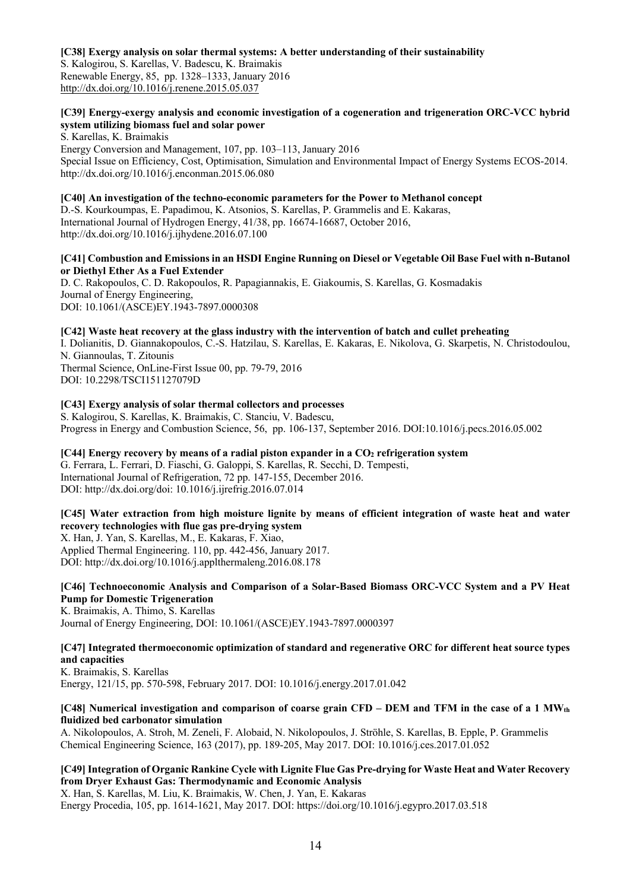**[C38] Exergy analysis on solar thermal systems: A better understanding of their sustainability**
S. Kalogirou, S. Karellas, V. Badescu, K. Braimakis
Renewable Energy, 85, pp. 1328–1333, January 2016
http://dx.doi.org/10.1016/j.renene.2015.05.037

**[C39] Energy-exergy analysis and economic investigation of a cogeneration and trigeneration ORC-VCC hybrid system utilizing biomass fuel and solar power**
S. Karellas, K. Braimakis
Energy Conversion and Management, 107, pp. 103–113, January 2016
Special Issue on Efficiency, Cost, Optimisation, Simulation and Environmental Impact of Energy Systems ECOS-2014.
http://dx.doi.org/10.1016/j.enconman.2015.06.080

**[C40] An investigation of the techno-economic parameters for the Power to Methanol concept**
D.-S. Kourkoumpas, E. Papadimou, K. Atsonios, S. Karellas, P. Grammelis and E. Kakaras,
International Journal of Hydrogen Energy, 41/38, pp. 16674-16687, October 2016,
http://dx.doi.org/10.1016/j.ijhydene.2016.07.100

**[C41] Combustion and Emissions in an HSDI Engine Running on Diesel or Vegetable Oil Base Fuel with n-Butanol or Diethyl Ether As a Fuel Extender**
D. C. Rakopoulos, C. D. Rakopoulos, R. Papagiannakis, E. Giakoumis, S. Karellas, G. Kosmadakis
Journal of Energy Engineering,
DOI: 10.1061/(ASCE)EY.1943-7897.0000308

**[C42] Waste heat recovery at the glass industry with the intervention of batch and cullet preheating**
I. Dolianitis, D. Giannakopoulos, C.-S. Hatzilau, S. Karellas, E. Kakaras, E. Nikolova, G. Skarpetis, N. Christodoulou, N. Giannoulas, T. Zitounis
Thermal Science, OnLine-First Issue 00, pp. 79-79, 2016
DOI: 10.2298/TSCI151127079D

**[C43] Exergy analysis of solar thermal collectors and processes**
S. Kalogirou, S. Karellas, K. Braimakis, C. Stanciu, V. Badescu,
Progress in Energy and Combustion Science, 56, pp. 106-137, September 2016. DOI:10.1016/j.pecs.2016.05.002

**[C44] Energy recovery by means of a radial piston expander in a $CO_2$ refrigeration system**
G. Ferrara, L. Ferrari, D. Fiaschi, G. Galoppi, S. Karellas, R. Secchi, D. Tempesti,
International Journal of Refrigeration, 72 pp. 147-155, December 2016.
DOI: http://dx.doi.org/doi: 10.1016/j.ijrefrig.2016.07.014

**[C45] Water extraction from high moisture lignite by means of efficient integration of waste heat and water recovery technologies with flue gas pre-drying system**
X. Han, J. Yan, S. Karellas, M., E. Kakaras, F. Xiao,
Applied Thermal Engineering. 110, pp. 442-456, January 2017.
DOI: http://dx.doi.org/10.1016/j.applthermaleng.2016.08.178

**[C46] Technoeconomic Analysis and Comparison of a Solar-Based Biomass ORC-VCC System and a PV Heat Pump for Domestic Trigeneration**
K. Braimakis, A. Thimo, S. Karellas
Journal of Energy Engineering, DOI: 10.1061/(ASCE)EY.1943-7897.0000397

**[C47] Integrated thermoeconomic optimization of standard and regenerative ORC for different heat source types and capacities**
K. Braimakis, S. Karellas
Energy, 121/15, pp. 570-598, February 2017. DOI: 10.1016/j.energy.2017.01.042

**[C48] Numerical investigation and comparison of coarse grain CFD – DEM and TFM in the case of a 1 $MW_{th}$ fluidized bed carbonator simulation**
A. Nikolopoulos, A. Stroh, M. Zeneli, F. Alobaid, N. Nikolopoulos, J. Ströhle, S. Karellas, B. Epple, P. Grammelis
Chemical Engineering Science, 163 (2017), pp. 189-205, May 2017. DOI: 10.1016/j.ces.2017.01.052

**[C49] Integration of Organic Rankine Cycle with Lignite Flue Gas Pre-drying for Waste Heat and Water Recovery from Dryer Exhaust Gas: Thermodynamic and Economic Analysis**
X. Han, S. Karellas, M. Liu, K. Braimakis, W. Chen, J. Yan, E. Kakaras
Energy Procedia, 105, pp. 1614-1621, May 2017. DOI: https://doi.org/10.1016/j.egypro.2017.03.518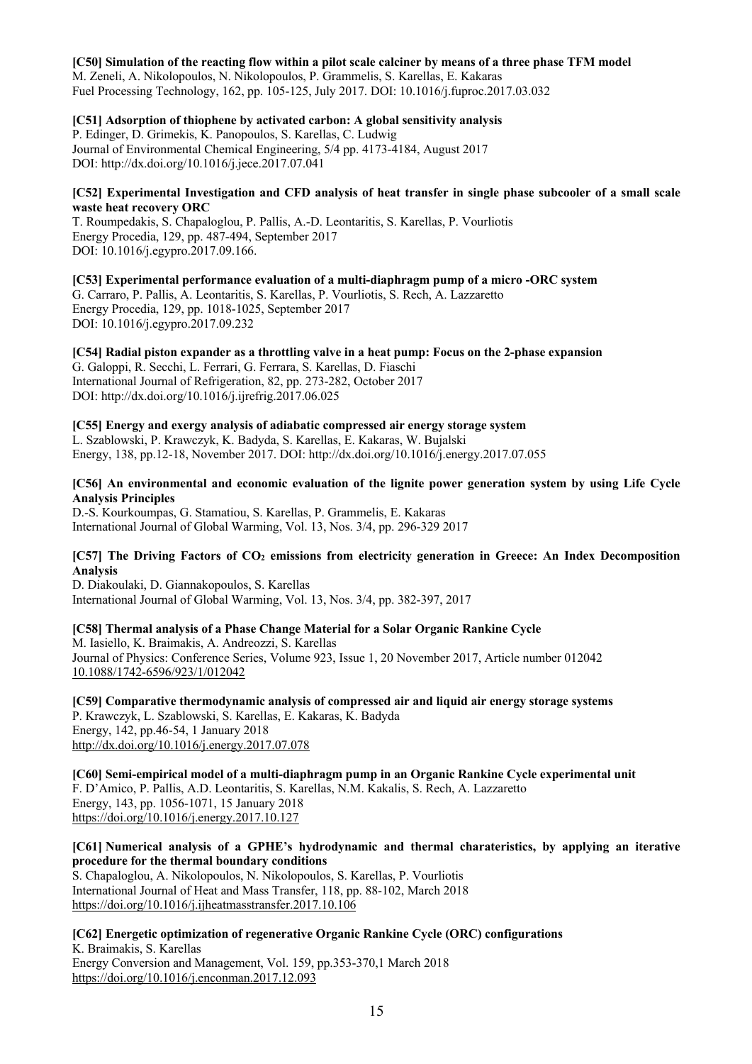**[C50] Simulation of the reacting flow within a pilot scale calciner by means of a three phase TFM model**
M. Zeneli, A. Nikolopoulos, N. Nikolopoulos, P. Grammelis, S. Karellas, E. Kakaras
Fuel Processing Technology, 162, pp. 105-125, July 2017. DOI: 10.1016/j.fuproc.2017.03.032

**[C51] Adsorption of thiophene by activated carbon: A global sensitivity analysis**
P. Edinger, D. Grimekis, K. Panopoulos, S. Karellas, C. Ludwig
Journal of Environmental Chemical Engineering, 5/4 pp. 4173-4184, August 2017
DOI: http://dx.doi.org/10.1016/j.jece.2017.07.041

**[C52] Experimental Investigation and CFD analysis of heat transfer in single phase subcooler of a small scale waste heat recovery ORC**
T. Roumpedakis, S. Chapaloglou, P. Pallis, A.-D. Leontaritis, S. Karellas, P. Vourliotis
Energy Procedia, 129, pp. 487-494, September 2017
DOI: 10.1016/j.egypro.2017.09.166.

**[C53] Experimental performance evaluation of a multi-diaphragm pump of a micro -ORC system**
G. Carraro, P. Pallis, A. Leontaritis, S. Karellas, P. Vourliotis, S. Rech, A. Lazzaretto
Energy Procedia, 129, pp. 1018-1025, September 2017
DOI: 10.1016/j.egypro.2017.09.232

**[C54] Radial piston expander as a throttling valve in a heat pump: Focus on the 2-phase expansion**
G. Galoppi, R. Secchi, L. Ferrari, G. Ferrara, S. Karellas, D. Fiaschi
International Journal of Refrigeration, 82, pp. 273-282, October 2017
DOI: http://dx.doi.org/10.1016/j.ijrefrig.2017.06.025

**[C55] Energy and exergy analysis of adiabatic compressed air energy storage system**
L. Szablowski, P. Krawczyk, K. Badyda, S. Karellas, E. Kakaras, W. Bujalski
Energy, 138, pp.12-18, November 2017. DOI: http://dx.doi.org/10.1016/j.energy.2017.07.055

**[C56] An environmental and economic evaluation of the lignite power generation system by using Life Cycle Analysis Principles**
D.-S. Kourkoumpas, G. Stamatiou, S. Karellas, P. Grammelis, E. Kakaras
International Journal of Global Warming, Vol. 13, Nos. 3/4, pp. 296-329 2017

**[C57] The Driving Factors of $CO_2$ emissions from electricity generation in Greece: An Index Decomposition Analysis**
D. Diakoulaki, D. Giannakopoulos, S. Karellas
International Journal of Global Warming, Vol. 13, Nos. 3/4, pp. 382-397, 2017

**[C58] Thermal analysis of a Phase Change Material for a Solar Organic Rankine Cycle**
M. Iasiello, K. Braimakis, A. Andreozzi, S. Karellas
Journal of Physics: Conference Series, Volume 923, Issue 1, 20 November 2017, Article number 012042
10.1088/1742-6596/923/1/012042

**[C59] Comparative thermodynamic analysis of compressed air and liquid air energy storage systems**
P. Krawczyk, L. Szablowski, S. Karellas, E. Kakaras, K. Badyda
Energy, 142, pp.46-54, 1 January 2018
http://dx.doi.org/10.1016/j.energy.2017.07.078

**[C60] Semi-empirical model of a multi-diaphragm pump in an Organic Rankine Cycle experimental unit**
F. D'Amico, P. Pallis, A.D. Leontaritis, S. Karellas, N.M. Kakalis, S. Rech, A. Lazzaretto
Energy, 143, pp. 1056-1071, 15 January 2018
https://doi.org/10.1016/j.energy.2017.10.127

**[C61] Numerical analysis of a GPHE's hydrodynamic and thermal charateristics, by applying an iterative procedure for the thermal boundary conditions**
S. Chapaloglou, A. Nikolopoulos, N. Nikolopoulos, S. Karellas, P. Vourliotis
International Journal of Heat and Mass Transfer, 118, pp. 88-102, March 2018
https://doi.org/10.1016/j.ijheatmasstransfer.2017.10.106

**[C62] Energetic optimization of regenerative Organic Rankine Cycle (ORC) configurations**
K. Braimakis, S. Karellas
Energy Conversion and Management, Vol. 159, pp.353-370,1 March 2018
https://doi.org/10.1016/j.enconman.2017.12.093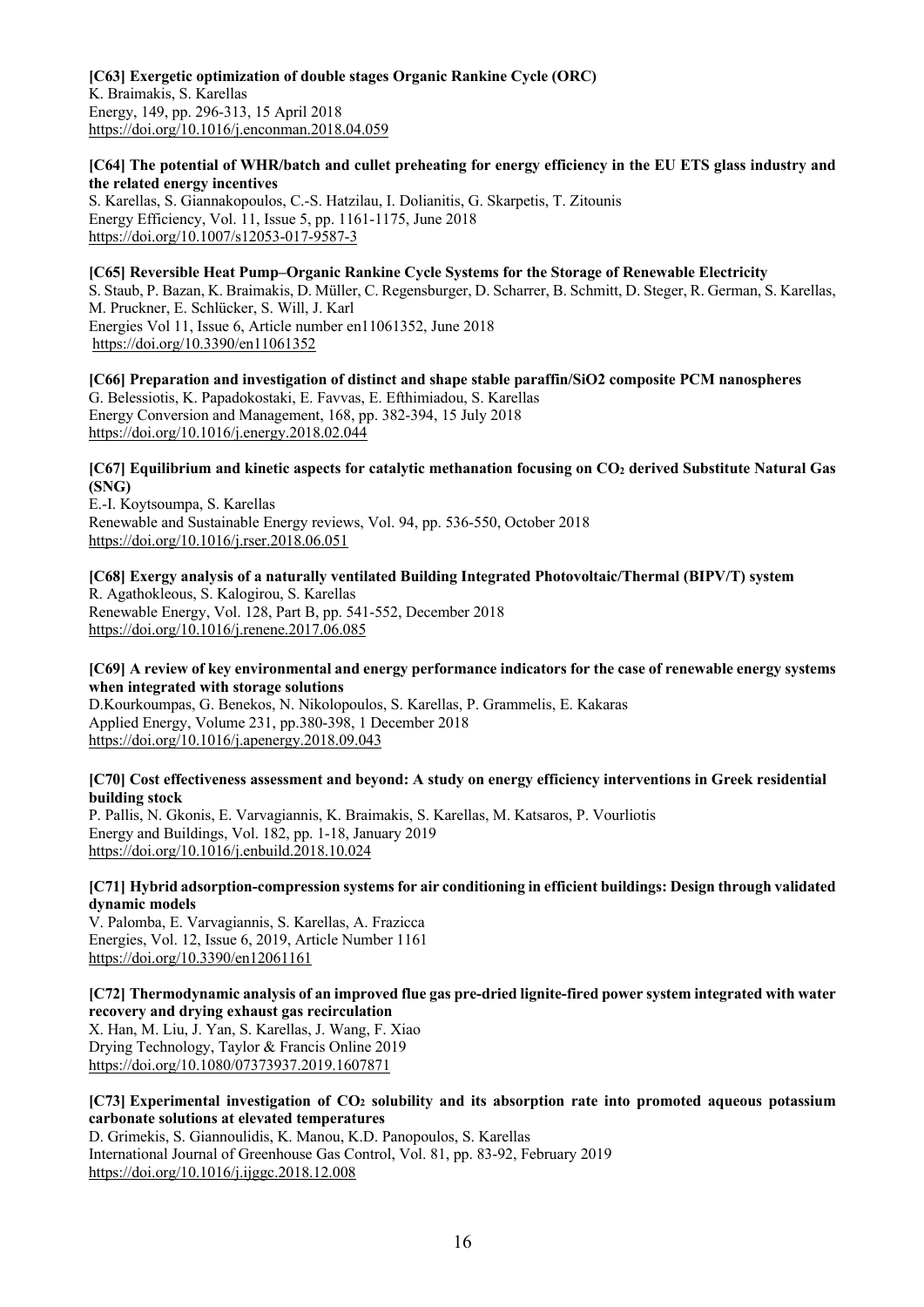**[C63] Exergetic optimization of double stages Organic Rankine Cycle (ORC)**
K. Braimakis, S. Karellas
Energy, 149, pp. 296-313, 15 April 2018
https://doi.org/10.1016/j.enconman.2018.04.059

**[C64] The potential of WHR/batch and cullet preheating for energy efficiency in the EU ETS glass industry and the related energy incentives**
S. Karellas, S. Giannakopoulos, C.-S. Hatzilau, I. Dolianitis, G. Skarpetis, T. Zitounis
Energy Efficiency, Vol. 11, Issue 5, pp. 1161-1175, June 2018
https://doi.org/10.1007/s12053-017-9587-3

**[C65] Reversible Heat Pump–Organic Rankine Cycle Systems for the Storage of Renewable Electricity**
S. Staub, P. Bazan, K. Braimakis, D. Müller, C. Regensburger, D. Scharrer, B. Schmitt, D. Steger, R. German, S. Karellas, M. Pruckner, E. Schlücker, S. Will, J. Karl
Energies Vol 11, Issue 6, Article number en11061352, June 2018
https://doi.org/10.3390/en11061352

**[C66] Preparation and investigation of distinct and shape stable paraffin/SiO2 composite PCM nanospheres**
G. Belessiotis, K. Papadokostaki, E. Favvas, E. Efthimiadou, S. Karellas
Energy Conversion and Management, 168, pp. 382-394, 15 July 2018
https://doi.org/10.1016/j.energy.2018.02.044

**[C67] Equilibrium and kinetic aspects for catalytic methanation focusing on $CO_2$ derived Substitute Natural Gas (SNG)**
E.-I. Koytsoumpa, S. Karellas
Renewable and Sustainable Energy reviews, Vol. 94, pp. 536-550, October 2018
https://doi.org/10.1016/j.rser.2018.06.051

**[C68] Exergy analysis of a naturally ventilated Building Integrated Photovoltaic/Thermal (BIPV/T) system**
R. Agathokleous, S. Kalogirou, S. Karellas
Renewable Energy, Vol. 128, Part B, pp. 541-552, December 2018
https://doi.org/10.1016/j.renene.2017.06.085

**[C69] A review of key environmental and energy performance indicators for the case of renewable energy systems when integrated with storage solutions**
D.Kourkoumpas, G. Benekos, N. Nikolopoulos, S. Karellas, P. Grammelis, E. Kakaras
Applied Energy, Volume 231, pp.380-398, 1 December 2018
https://doi.org/10.1016/j.apenergy.2018.09.043

**[C70] Cost effectiveness assessment and beyond: A study on energy efficiency interventions in Greek residential building stock**
P. Pallis, N. Gkonis, E. Varvagiannis, K. Braimakis, S. Karellas, M. Katsaros, P. Vourliotis
Energy and Buildings, Vol. 182, pp. 1-18, January 2019
https://doi.org/10.1016/j.enbuild.2018.10.024

**[C71] Hybrid adsorption-compression systems for air conditioning in efficient buildings: Design through validated dynamic models**
V. Palomba, E. Varvagiannis, S. Karellas, A. Frazicca
Energies, Vol. 12, Issue 6, 2019, Article Number 1161
https://doi.org/10.3390/en12061161

**[C72] Thermodynamic analysis of an improved flue gas pre-dried lignite-fired power system integrated with water recovery and drying exhaust gas recirculation**
X. Han, M. Liu, J. Yan, S. Karellas, J. Wang, F. Xiao
Drying Technology, Taylor & Francis Online 2019
https://doi.org/10.1080/07373937.2019.1607871

**[C73] Experimental investigation of $CO_2$ solubility and its absorption rate into promoted aqueous potassium carbonate solutions at elevated temperatures**
D. Grimekis, S. Giannoulidis, K. Manou, K.D. Panopoulos, S. Karellas
International Journal of Greenhouse Gas Control, Vol. 81, pp. 83-92, February 2019
https://doi.org/10.1016/j.ijggc.2018.12.008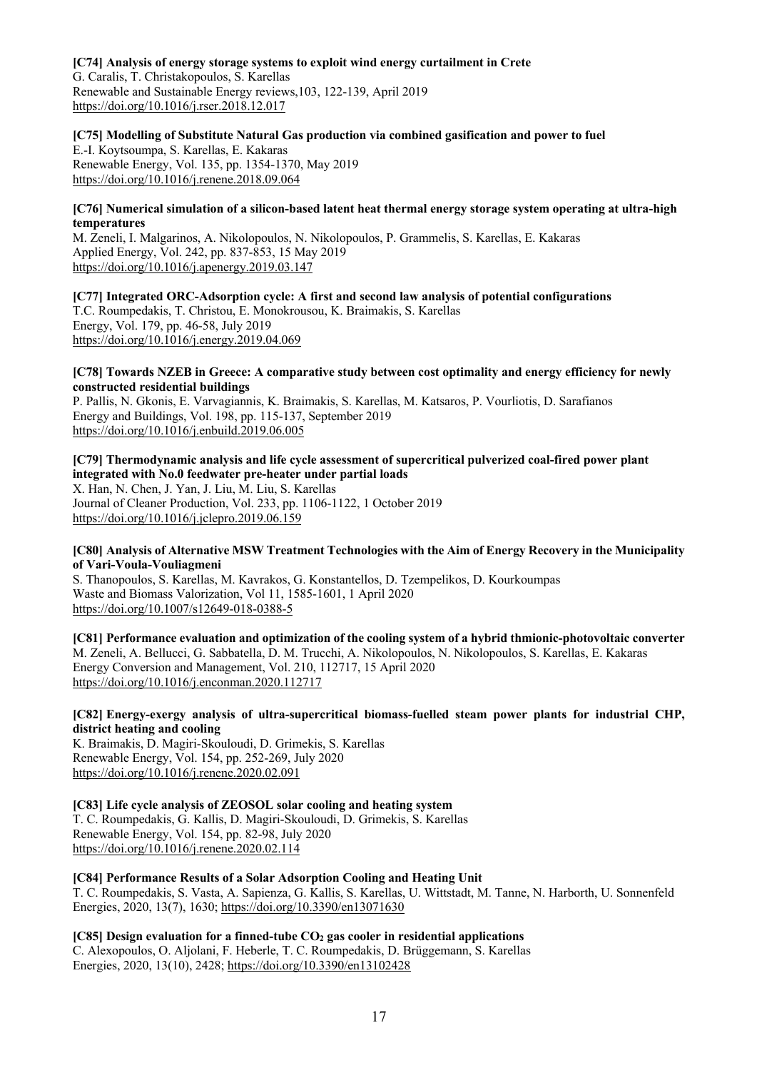**[C74] Analysis of energy storage systems to exploit wind energy curtailment in Crete**
G. Caralis, T. Christakopoulos, S. Karellas
Renewable and Sustainable Energy reviews,103, 122-139, April 2019
https://doi.org/10.1016/j.rser.2018.12.017

**[C75] Modelling of Substitute Natural Gas production via combined gasification and power to fuel**
E.-I. Koytsoumpa, S. Karellas, E. Kakaras
Renewable Energy, Vol. 135, pp. 1354-1370, May 2019
https://doi.org/10.1016/j.renene.2018.09.064

**[C76] Numerical simulation of a silicon-based latent heat thermal energy storage system operating at ultra-high temperatures**
M. Zeneli, I. Malgarinos, A. Nikolopoulos, N. Nikolopoulos, P. Grammelis, S. Karellas, E. Kakaras
Applied Energy, Vol. 242, pp. 837-853, 15 May 2019
https://doi.org/10.1016/j.apenergy.2019.03.147

**[C77] Integrated ORC-Adsorption cycle: A first and second law analysis of potential configurations**
T.C. Roumpedakis, T. Christou, E. Monokrousou, K. Braimakis, S. Karellas
Energy, Vol. 179, pp. 46-58, July 2019
https://doi.org/10.1016/j.energy.2019.04.069

**[C78] Towards NZEB in Greece: A comparative study between cost optimality and energy efficiency for newly constructed residential buildings**
P. Pallis, N. Gkonis, E. Varvagiannis, K. Braimakis, S. Karellas, M. Katsaros, P. Vourliotis, D. Sarafianos
Energy and Buildings, Vol. 198, pp. 115-137, September 2019
https://doi.org/10.1016/j.enbuild.2019.06.005

**[C79] Thermodynamic analysis and life cycle assessment of supercritical pulverized coal-fired power plant integrated with No.0 feedwater pre-heater under partial loads**
X. Han, N. Chen, J. Yan, J. Liu, M. Liu, S. Karellas
Journal of Cleaner Production, Vol. 233, pp. 1106-1122, 1 October 2019
https://doi.org/10.1016/j.jclepro.2019.06.159

**[C80] Analysis of Alternative MSW Treatment Technologies with the Aim of Energy Recovery in the Municipality of Vari-Voula-Vouliagmeni**
S. Thanopoulos, S. Karellas, M. Kavrakos, G. Konstantellos, D. Tzempelikos, D. Kourkoumpas
Waste and Biomass Valorization, Vol 11, 1585-1601, 1 April 2020
https://doi.org/10.1007/s12649-018-0388-5

**[C81] Performance evaluation and optimization of the cooling system of a hybrid thmionic-photovoltaic converter**
M. Zeneli, A. Bellucci, G. Sabbatella, D. M. Trucchi, A. Nikolopoulos, N. Nikolopoulos, S. Karellas, E. Kakaras
Energy Conversion and Management, Vol. 210, 112717, 15 April 2020
https://doi.org/10.1016/j.enconman.2020.112717

**[C82] Energy-exergy analysis of ultra-supercritical biomass-fuelled steam power plants for industrial CHP, district heating and cooling**
K. Braimakis, D. Magiri-Skouloudi, D. Grimekis, S. Karellas
Renewable Energy, Vol. 154, pp. 252-269, July 2020
https://doi.org/10.1016/j.renene.2020.02.091

**[C83] Life cycle analysis of ZEOSOL solar cooling and heating system**
T. C. Roumpedakis, G. Kallis, D. Magiri-Skouloudi, D. Grimekis, S. Karellas
Renewable Energy, Vol. 154, pp. 82-98, July 2020
https://doi.org/10.1016/j.renene.2020.02.114

**[C84] Performance Results of a Solar Adsorption Cooling and Heating Unit**
T. C. Roumpedakis, S. Vasta, A. Sapienza, G. Kallis, S. Karellas, U. Wittstadt, M. Tanne, N. Harborth, U. Sonnenfeld
Energies, 2020, 13(7), 1630; https://doi.org/10.3390/en13071630

**[C85] Design evaluation for a finned-tube $CO_2$ gas cooler in residential applications**
C. Alexopoulos, O. Aljolani, F. Heberle, T. C. Roumpedakis, D. Brüggemann, S. Karellas
Energies, 2020, 13(10), 2428; https://doi.org/10.3390/en13102428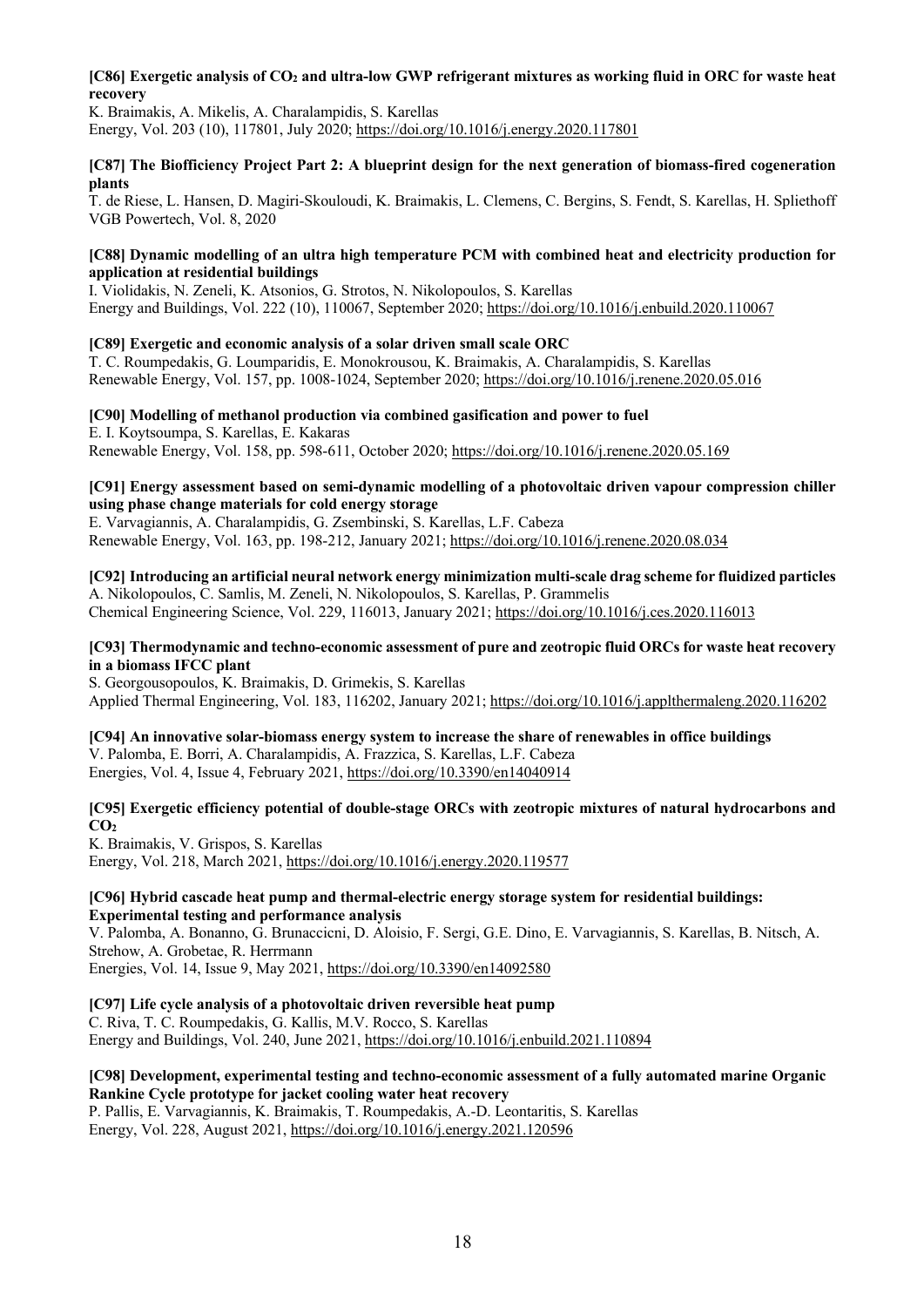**[C86] Exergetic analysis of $CO_2$ and ultra-low GWP refrigerant mixtures as working fluid in ORC for waste heat recovery**
K. Braimakis, A. Mikelis, A. Charalampidis, S. Karellas
Energy, Vol. 203 (10), 117801, July 2020; https://doi.org/10.1016/j.energy.2020.117801

**[C87] The Biofficiency Project Part 2: A blueprint design for the next generation of biomass-fired cogeneration plants**
T. de Riese, L. Hansen, D. Magiri-Skouloudi, K. Braimakis, L. Clemens, C. Bergins, S. Fendt, S. Karellas, H. Spliethoff
VGB Powertech, Vol. 8, 2020

**[C88] Dynamic modelling of an ultra high temperature PCM with combined heat and electricity production for application at residential buildings**
I. Violidakis, N. Zeneli, K. Atsonios, G. Strotos, N. Nikolopoulos, S. Karellas
Energy and Buildings, Vol. 222 (10), 110067, September 2020; https://doi.org/10.1016/j.enbuild.2020.110067

**[C89] Exergetic and economic analysis of a solar driven small scale ORC**
T. C. Roumpedakis, G. Loumparidis, E. Monokrousou, K. Braimakis, A. Charalampidis, S. Karellas
Renewable Energy, Vol. 157, pp. 1008-1024, September 2020; https://doi.org/10.1016/j.renene.2020.05.016

**[C90] Modelling of methanol production via combined gasification and power to fuel**
E. I. Koytsoumpa, S. Karellas, E. Kakaras
Renewable Energy, Vol. 158, pp. 598-611, October 2020; https://doi.org/10.1016/j.renene.2020.05.169

**[C91] Energy assessment based on semi-dynamic modelling of a photovoltaic driven vapour compression chiller using phase change materials for cold energy storage**
E. Varvagiannis, A. Charalampidis, G. Zsembinski, S. Karellas, L.F. Cabeza
Renewable Energy, Vol. 163, pp. 198-212, January 2021; https://doi.org/10.1016/j.renene.2020.08.034

**[C92] Introducing an artificial neural network energy minimization multi-scale drag scheme for fluidized particles**
A. Nikolopoulos, C. Samlis, M. Zeneli, N. Nikolopoulos, S. Karellas, P. Grammelis
Chemical Engineering Science, Vol. 229, 116013, January 2021; https://doi.org/10.1016/j.ces.2020.116013

**[C93] Thermodynamic and techno-economic assessment of pure and zeotropic fluid ORCs for waste heat recovery in a biomass IFCC plant**
S. Georgousopoulos, K. Braimakis, D. Grimekis, S. Karellas
Applied Thermal Engineering, Vol. 183, 116202, January 2021; https://doi.org/10.1016/j.applthermaleng.2020.116202

**[C94] An innovative solar-biomass energy system to increase the share of renewables in office buildings**
V. Palomba, E. Borri, A. Charalampidis, A. Frazzica, S. Karellas, L.F. Cabeza
Energies, Vol. 4, Issue 4, February 2021, https://doi.org/10.3390/en14040914

**[C95] Exergetic efficiency potential of double-stage ORCs with zeotropic mixtures of natural hydrocarbons and $CO_2$**
K. Braimakis, V. Grispos, S. Karellas
Energy, Vol. 218, March 2021, https://doi.org/10.1016/j.energy.2020.119577

**[C96] Hybrid cascade heat pump and thermal-electric energy storage system for residential buildings: Experimental testing and performance analysis**
V. Palomba, A. Bonanno, G. Brunaccicni, D. Aloisio, F. Sergi, G.E. Dino, E. Varvagiannis, S. Karellas, B. Nitsch, A. Strehow, A. Grobetae, R. Herrmann
Energies, Vol. 14, Issue 9, May 2021, https://doi.org/10.3390/en14092580

**[C97] Life cycle analysis of a photovoltaic driven reversible heat pump**
C. Riva, T. C. Roumpedakis, G. Kallis, M.V. Rocco, S. Karellas
Energy and Buildings, Vol. 240, June 2021, https://doi.org/10.1016/j.enbuild.2021.110894

**[C98] Development, experimental testing and techno-economic assessment of a fully automated marine Organic Rankine Cycle prototype for jacket cooling water heat recovery**
P. Pallis, E. Varvagiannis, K. Braimakis, T. Roumpedakis, A.-D. Leontaritis, S. Karellas
Energy, Vol. 228, August 2021, https://doi.org/10.1016/j.energy.2021.120596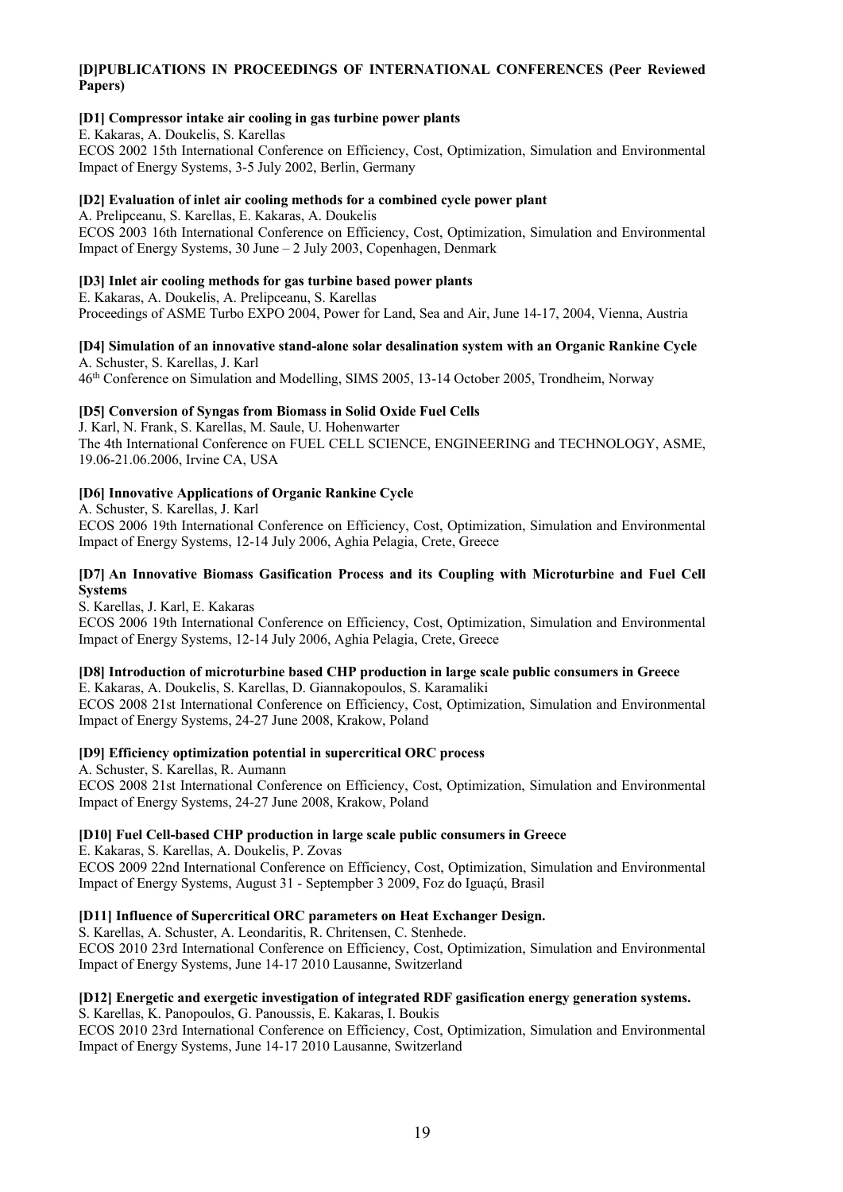**[D]PUBLICATIONS IN PROCEEDINGS OF INTERNATIONAL CONFERENCES (Peer Reviewed Papers)**

**[D1] Compressor intake air cooling in gas turbine power plants**
E. Kakaras, A. Doukelis, S. Karellas
ECOS 2002 15th International Conference on Efficiency, Cost, Optimization, Simulation and Environmental Impact of Energy Systems, 3-5 July 2002, Berlin, Germany

**[D2] Evaluation of inlet air cooling methods for a combined cycle power plant**
A. Prelipceanu, S. Karellas, E. Kakaras, A. Doukelis
ECOS 2003 16th International Conference on Efficiency, Cost, Optimization, Simulation and Environmental Impact of Energy Systems, 30 June – 2 July 2003, Copenhagen, Denmark

**[D3] Inlet air cooling methods for gas turbine based power plants**
E. Kakaras, A. Doukelis, A. Prelipceanu, S. Karellas
Proceedings of ASME Turbo EXPO 2004, Power for Land, Sea and Air, June 14-17, 2004, Vienna, Austria

**[D4] Simulation of an innovative stand-alone solar desalination system with an Organic Rankine Cycle**
A. Schuster, S. Karellas, J. Karl
46th Conference on Simulation and Modelling, SIMS 2005, 13-14 October 2005, Trondheim, Norway

**[D5] Conversion of Syngas from Biomass in Solid Oxide Fuel Cells**
J. Karl, N. Frank, S. Karellas, M. Saule, U. Hohenwarter
The 4th International Conference on FUEL CELL SCIENCE, ENGINEERING and TECHNOLOGY, ASME, 19.06-21.06.2006, Irvine CA, USA

**[D6] Innovative Applications of Organic Rankine Cycle**
A. Schuster, S. Karellas, J. Karl
ECOS 2006 19th International Conference on Efficiency, Cost, Optimization, Simulation and Environmental Impact of Energy Systems, 12-14 July 2006, Aghia Pelagia, Crete, Greece

**[D7] An Innovative Biomass Gasification Process and its Coupling with Microturbine and Fuel Cell Systems**
S. Karellas, J. Karl, E. Kakaras
ECOS 2006 19th International Conference on Efficiency, Cost, Optimization, Simulation and Environmental Impact of Energy Systems, 12-14 July 2006, Aghia Pelagia, Crete, Greece

**[D8] Introduction of microturbine based CHP production in large scale public consumers in Greece**
E. Kakaras, A. Doukelis, S. Karellas, D. Giannakopoulos, S. Karamaliki
ECOS 2008 21st International Conference on Efficiency, Cost, Optimization, Simulation and Environmental Impact of Energy Systems, 24-27 June 2008, Krakow, Poland

**[D9] Efficiency optimization potential in supercritical ORC process**
A. Schuster, S. Karellas, R. Aumann
ECOS 2008 21st International Conference on Efficiency, Cost, Optimization, Simulation and Environmental Impact of Energy Systems, 24-27 June 2008, Krakow, Poland

**[D10] Fuel Cell-based CHP production in large scale public consumers in Greece**
E. Kakaras, S. Karellas, A. Doukelis, P. Zovas
ECOS 2009 22nd International Conference on Efficiency, Cost, Optimization, Simulation and Environmental Impact of Energy Systems, August 31 - Septempber 3 2009, Foz do Iguaçú, Brasil

**[D11] Influence of Supercritical ORC parameters on Heat Exchanger Design.**
S. Karellas, A. Schuster, A. Leondaritis, R. Chritensen, C. Stenhede.
ECOS 2010 23rd International Conference on Efficiency, Cost, Optimization, Simulation and Environmental Impact of Energy Systems, June 14-17 2010 Lausanne, Switzerland

**[D12] Energetic and exergetic investigation of integrated RDF gasification energy generation systems.**
S. Karellas, K. Panopoulos, G. Panoussis, E. Kakaras, I. Boukis
ECOS 2010 23rd International Conference on Efficiency, Cost, Optimization, Simulation and Environmental Impact of Energy Systems, June 14-17 2010 Lausanne, Switzerland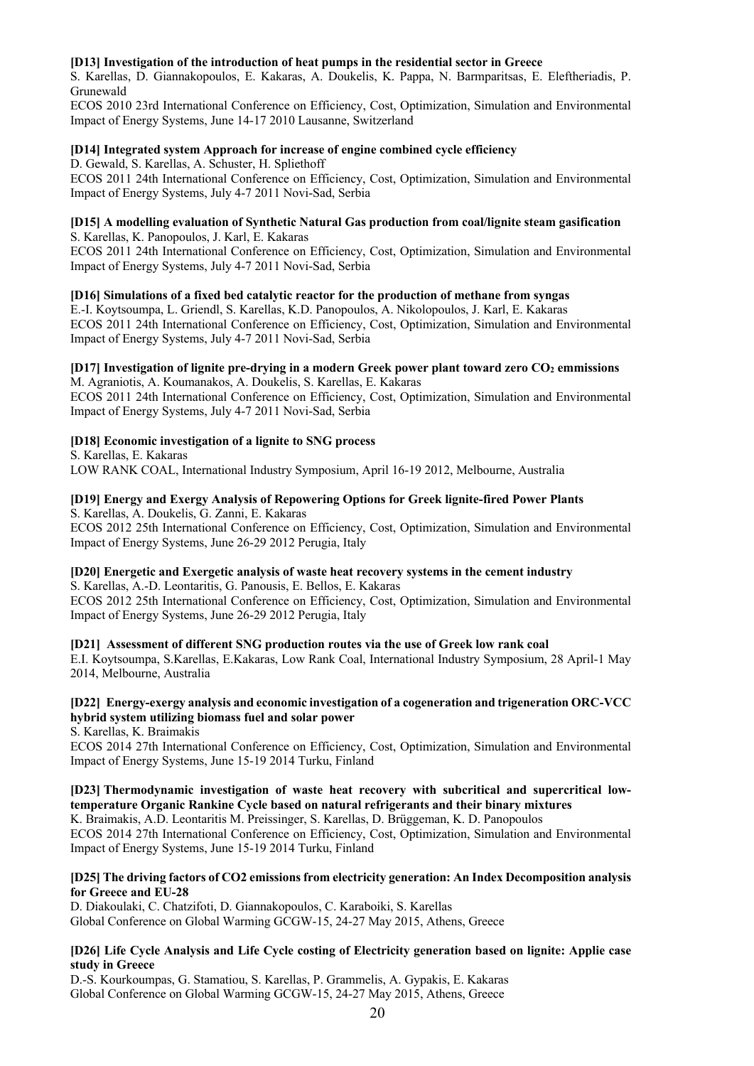**[D13] Investigation of the introduction of heat pumps in the residential sector in Greece**
S. Karellas, D. Giannakopoulos, E. Kakaras, A. Doukelis, K. Pappa, N. Barmparitsas, E. Eleftheriadis, P. Grunewald
ECOS 2010 23rd International Conference on Efficiency, Cost, Optimization, Simulation and Environmental Impact of Energy Systems, June 14-17 2010 Lausanne, Switzerland

**[D14] Integrated system Approach for increase of engine combined cycle efficiency**
D. Gewald, S. Karellas, A. Schuster, H. Spliethoff
ECOS 2011 24th International Conference on Efficiency, Cost, Optimization, Simulation and Environmental Impact of Energy Systems, July 4-7 2011 Novi-Sad, Serbia

**[D15] A modelling evaluation of Synthetic Natural Gas production from coal/lignite steam gasification**
S. Karellas, K. Panopoulos, J. Karl, E. Kakaras
ECOS 2011 24th International Conference on Efficiency, Cost, Optimization, Simulation and Environmental Impact of Energy Systems, July 4-7 2011 Novi-Sad, Serbia

**[D16] Simulations of a fixed bed catalytic reactor for the production of methane from syngas**
E.-I. Koytsoumpa, L. Griendl, S. Karellas, K.D. Panopoulos, A. Nikolopoulos, J. Karl, E. Kakaras
ECOS 2011 24th International Conference on Efficiency, Cost, Optimization, Simulation and Environmental Impact of Energy Systems, July 4-7 2011 Novi-Sad, Serbia

**[D17] Investigation of lignite pre-drying in a modern Greek power plant toward zero $CO_2$ emmissions**
M. Agraniotis, A. Koumanakos, A. Doukelis, S. Karellas, E. Kakaras
ECOS 2011 24th International Conference on Efficiency, Cost, Optimization, Simulation and Environmental Impact of Energy Systems, July 4-7 2011 Novi-Sad, Serbia

**[D18] Economic investigation of a lignite to SNG process**
S. Karellas, E. Kakaras
LOW RANK COAL, International Industry Symposium, April 16-19 2012, Melbourne, Australia

**[D19] Energy and Exergy Analysis of Repowering Options for Greek lignite-fired Power Plants**
S. Karellas, A. Doukelis, G. Zanni, E. Kakaras
ECOS 2012 25th International Conference on Efficiency, Cost, Optimization, Simulation and Environmental Impact of Energy Systems, June 26-29 2012 Perugia, Italy

**[D20] Energetic and Exergetic analysis of waste heat recovery systems in the cement industry**
S. Karellas, A.-D. Leontaritis, G. Panousis, E. Bellos, E. Kakaras
ECOS 2012 25th International Conference on Efficiency, Cost, Optimization, Simulation and Environmental Impact of Energy Systems, June 26-29 2012 Perugia, Italy

**[D21] Assessment of different SNG production routes via the use of Greek low rank coal**
E.I. Koytsoumpa, S.Karellas, E.Kakaras, Low Rank Coal, International Industry Symposium, 28 April-1 May 2014, Melbourne, Australia

**[D22] Energy-exergy analysis and economic investigation of a cogeneration and trigeneration ORC-VCC hybrid system utilizing biomass fuel and solar power**
S. Karellas, K. Braimakis
ECOS 2014 27th International Conference on Efficiency, Cost, Optimization, Simulation and Environmental Impact of Energy Systems, June 15-19 2014 Turku, Finland

**[D23] Thermodynamic investigation of waste heat recovery with subcritical and supercritical low-temperature Organic Rankine Cycle based on natural refrigerants and their binary mixtures**
K. Braimakis, A.D. Leontaritis M. Preissinger, S. Karellas, D. Brüggeman, K. D. Panopoulos
ECOS 2014 27th International Conference on Efficiency, Cost, Optimization, Simulation and Environmental Impact of Energy Systems, June 15-19 2014 Turku, Finland

**[D25] The driving factors of CO2 emissions from electricity generation: An Index Decomposition analysis for Greece and EU-28**
D. Diakoulaki, C. Chatzifoti, D. Giannakopoulos, C. Karaboiki, S. Karellas
Global Conference on Global Warming GCGW-15, 24-27 May 2015, Athens, Greece

**[D26] Life Cycle Analysis and Life Cycle costing of Electricity generation based on lignite: Applie case study in Greece**
D.-S. Kourkoumpas, G. Stamatiou, S. Karellas, P. Grammelis, A. Gypakis, E. Kakaras
Global Conference on Global Warming GCGW-15, 24-27 May 2015, Athens, Greece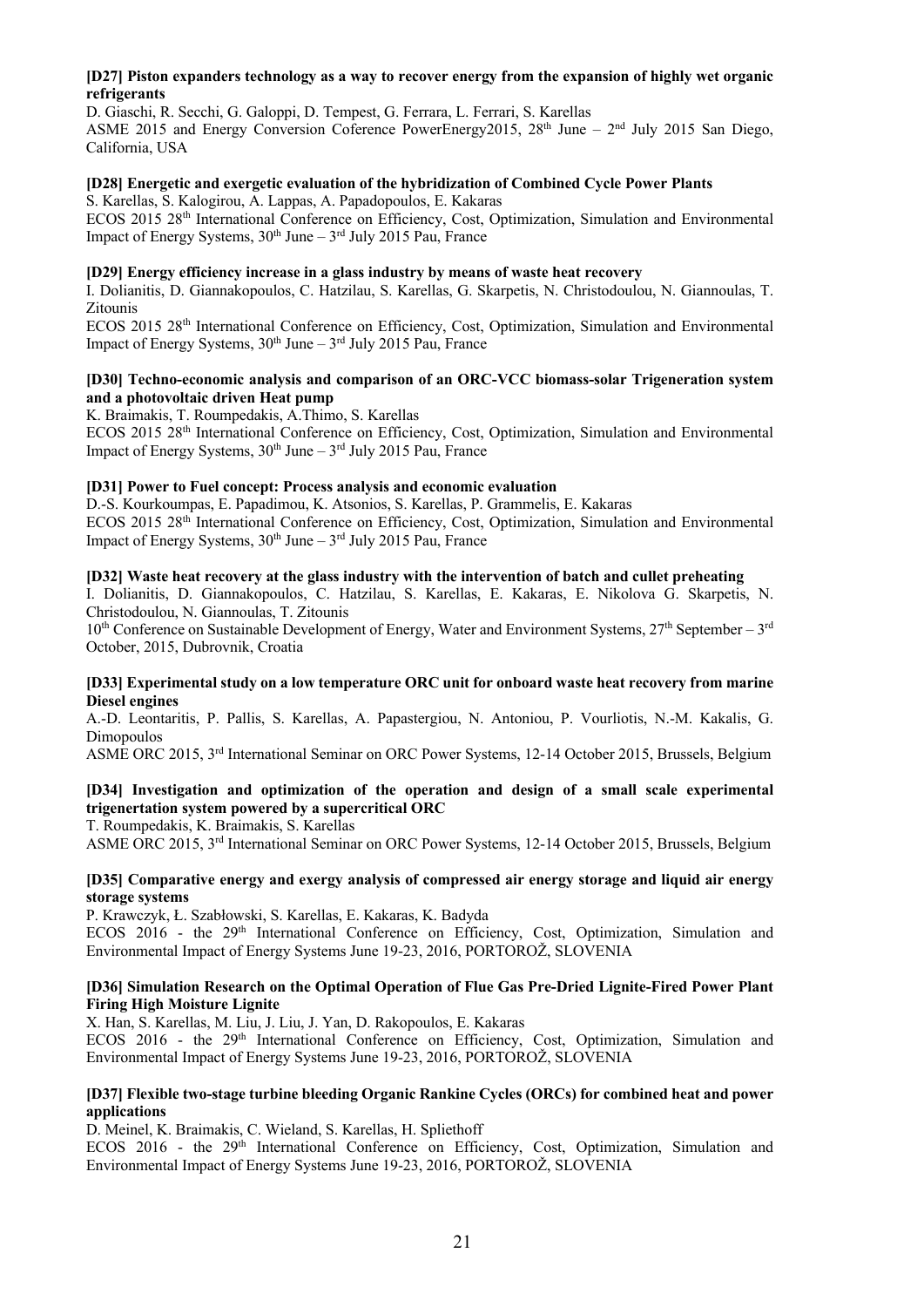**[D27] Piston expanders technology as a way to recover energy from the expansion of highly wet organic refrigerants**

D. Giaschi, R. Secchi, G. Galoppi, D. Tempest, G. Ferrara, L. Ferrari, S. Karellas

ASME 2015 and Energy Conversion Coference PowerEnergy2015, 28th June – 2nd July 2015 San Diego, California, USA

**[D28] Energetic and exergetic evaluation of the hybridization of Combined Cycle Power Plants**

S. Karellas, S. Kalogirou, A. Lappas, A. Papadopoulos, E. Kakaras

ECOS 2015 28th International Conference on Efficiency, Cost, Optimization, Simulation and Environmental Impact of Energy Systems, 30th June – 3rd July 2015 Pau, France

**[D29] Energy efficiency increase in a glass industry by means of waste heat recovery**

I. Dolianitis, D. Giannakopoulos, C. Hatzilau, S. Karellas, G. Skarpetis, N. Christodoulou, N. Giannoulas, T. Zitounis

ECOS 2015 28th International Conference on Efficiency, Cost, Optimization, Simulation and Environmental Impact of Energy Systems, 30th June – 3rd July 2015 Pau, France

**[D30] Techno-economic analysis and comparison of an ORC-VCC biomass-solar Trigeneration system and a photovoltaic driven Heat pump**

K. Braimakis, T. Roumpedakis, A.Thimo, S. Karellas

ECOS 2015 28th International Conference on Efficiency, Cost, Optimization, Simulation and Environmental Impact of Energy Systems, 30th June – 3rd July 2015 Pau, France

**[D31] Power to Fuel concept: Process analysis and economic evaluation**

D.-S. Kourkoumpas, E. Papadimou, K. Atsonios, S. Karellas, P. Grammelis, E. Kakaras

ECOS 2015 28th International Conference on Efficiency, Cost, Optimization, Simulation and Environmental Impact of Energy Systems, 30th June – 3rd July 2015 Pau, France

**[D32] Waste heat recovery at the glass industry with the intervention of batch and cullet preheating**

I. Dolianitis, D. Giannakopoulos, C. Hatzilau, S. Karellas, E. Kakaras, E. Nikolova G. Skarpetis, N. Christodoulou, N. Giannoulas, T. Zitounis

10th Conference on Sustainable Development of Energy, Water and Environment Systems, 27th September – 3rd October, 2015, Dubrovnik, Croatia

**[D33] Experimental study on a low temperature ORC unit for onboard waste heat recovery from marine Diesel engines**

A.-D. Leontaritis, P. Pallis, S. Karellas, A. Papastergiou, N. Antoniou, P. Vourliotis, N.-M. Kakalis, G. Dimopoulos

ASME ORC 2015, 3rd International Seminar on ORC Power Systems, 12-14 October 2015, Brussels, Belgium

**[D34] Investigation and optimization of the operation and design of a small scale experimental trigenertation system powered by a supercritical ORC**

T. Roumpedakis, K. Braimakis, S. Karellas

ASME ORC 2015, 3rd International Seminar on ORC Power Systems, 12-14 October 2015, Brussels, Belgium

**[D35] Comparative energy and exergy analysis of compressed air energy storage and liquid air energy storage systems**

P. Krawczyk, Ł. Szabłowski, S. Karellas, E. Kakaras, K. Badyda

ECOS 2016 - the 29th International Conference on Efficiency, Cost, Optimization, Simulation and Environmental Impact of Energy Systems June 19-23, 2016, PORTOROŽ, SLOVENIA

**[D36] Simulation Research on the Optimal Operation of Flue Gas Pre-Dried Lignite-Fired Power Plant Firing High Moisture Lignite**

X. Han, S. Karellas, M. Liu, J. Liu, J. Yan, D. Rakopoulos, E. Kakaras

ECOS 2016 - the 29th International Conference on Efficiency, Cost, Optimization, Simulation and Environmental Impact of Energy Systems June 19-23, 2016, PORTOROŽ, SLOVENIA

**[D37] Flexible two-stage turbine bleeding Organic Rankine Cycles (ORCs) for combined heat and power applications**

D. Meinel, K. Braimakis, C. Wieland, S. Karellas, H. Spliethoff

ECOS 2016 - the 29th International Conference on Efficiency, Cost, Optimization, Simulation and Environmental Impact of Energy Systems June 19-23, 2016, PORTOROŽ, SLOVENIA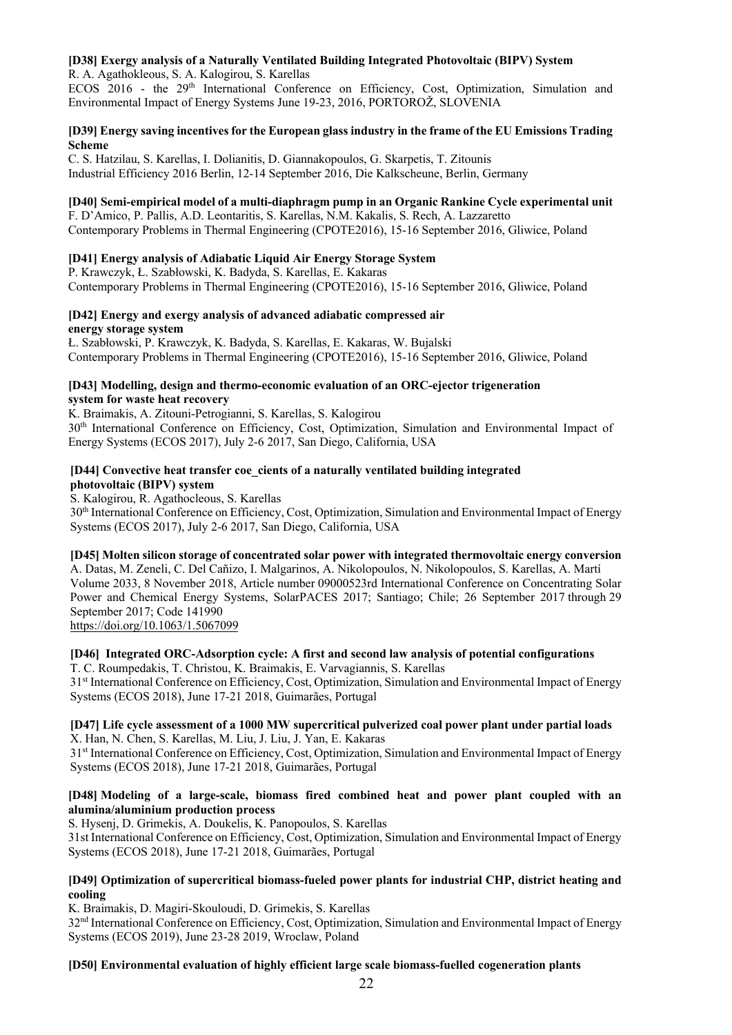**[D38] Exergy analysis of a Naturally Ventilated Building Integrated Photovoltaic (BIPV) System**
R. A. Agathokleous, S. A. Kalogirou, S. Karellas
ECOS 2016 - the 29th International Conference on Efficiency, Cost, Optimization, Simulation and Environmental Impact of Energy Systems June 19-23, 2016, PORTOROŽ, SLOVENIA

**[D39] Energy saving incentives for the European glass industry in the frame of the EU Emissions Trading Scheme**
C. S. Hatzilau, S. Karellas, I. Dolianitis, D. Giannakopoulos, G. Skarpetis, T. Zitounis
Industrial Efficiency 2016 Berlin, 12-14 September 2016, Die Kalkscheune, Berlin, Germany

**[D40] Semi-empirical model of a multi-diaphragm pump in an Organic Rankine Cycle experimental unit**
F. D'Amico, P. Pallis, A.D. Leontaritis, S. Karellas, N.M. Kakalis, S. Rech, A. Lazzaretto
Contemporary Problems in Thermal Engineering (CPOTE2016), 15-16 September 2016, Gliwice, Poland

**[D41] Energy analysis of Adiabatic Liquid Air Energy Storage System**
P. Krawczyk, Ł. Szabłowski, K. Badyda, S. Karellas, E. Kakaras
Contemporary Problems in Thermal Engineering (CPOTE2016), 15-16 September 2016, Gliwice, Poland

**[D42] Energy and exergy analysis of advanced adiabatic compressed air energy storage system**
Ł. Szabłowski, P. Krawczyk, K. Badyda, S. Karellas, E. Kakaras, W. Bujalski
Contemporary Problems in Thermal Engineering (CPOTE2016), 15-16 September 2016, Gliwice, Poland

**[D43] Modelling, design and thermo-economic evaluation of an ORC-ejector trigeneration system for waste heat recovery**
K. Braimakis, A. Zitouni-Petrogianni, S. Karellas, S. Kalogirou
30th International Conference on Efficiency, Cost, Optimization, Simulation and Environmental Impact of Energy Systems (ECOS 2017), July 2-6 2017, San Diego, California, USA

**[D44] Convective heat transfer coe_cients of a naturally ventilated building integrated photovoltaic (BIPV) system**
S. Kalogirou, R. Agathocleous, S. Karellas
30th International Conference on Efficiency, Cost, Optimization, Simulation and Environmental Impact of Energy Systems (ECOS 2017), July 2-6 2017, San Diego, California, USA

**[D45] Molten silicon storage of concentrated solar power with integrated thermovoltaic energy conversion**
A. Datas, M. Zeneli, C. Del Cañizo, I. Malgarinos, A. Nikolopoulos, N. Nikolopoulos, S. Karellas, A. Martí
Volume 2033, 8 November 2018, Article number 09000523rd International Conference on Concentrating Solar Power and Chemical Energy Systems, SolarPACES 2017; Santiago; Chile; 26 September 2017 through 29 September 2017; Code 141990
https://doi.org/10.1063/1.5067099

**[D46] Integrated ORC-Adsorption cycle: A first and second law analysis of potential configurations**
T. C. Roumpedakis, T. Christou, K. Braimakis, E. Varvagiannis, S. Karellas
31st International Conference on Efficiency, Cost, Optimization, Simulation and Environmental Impact of Energy Systems (ECOS 2018), June 17-21 2018, Guimarães, Portugal

**[D47] Life cycle assessment of a 1000 MW supercritical pulverized coal power plant under partial loads**
X. Han, N. Chen, S. Karellas, M. Liu, J. Liu, J. Yan, E. Kakaras
31st International Conference on Efficiency, Cost, Optimization, Simulation and Environmental Impact of Energy Systems (ECOS 2018), June 17-21 2018, Guimarães, Portugal

**[D48] Modeling of a large-scale, biomass fired combined heat and power plant coupled with an alumina/aluminium production process**
S. Hysenj, D. Grimekis, A. Doukelis, K. Panopoulos, S. Karellas
31st International Conference on Efficiency, Cost, Optimization, Simulation and Environmental Impact of Energy Systems (ECOS 2018), June 17-21 2018, Guimarães, Portugal

**[D49] Optimization of supercritical biomass-fueled power plants for industrial CHP, district heating and cooling**
K. Braimakis, D. Magiri-Skouloudi, D. Grimekis, S. Karellas
32nd International Conference on Efficiency, Cost, Optimization, Simulation and Environmental Impact of Energy Systems (ECOS 2019), June 23-28 2019, Wroclaw, Poland

**[D50] Environmental evaluation of highly efficient large scale biomass-fuelled cogeneration plants**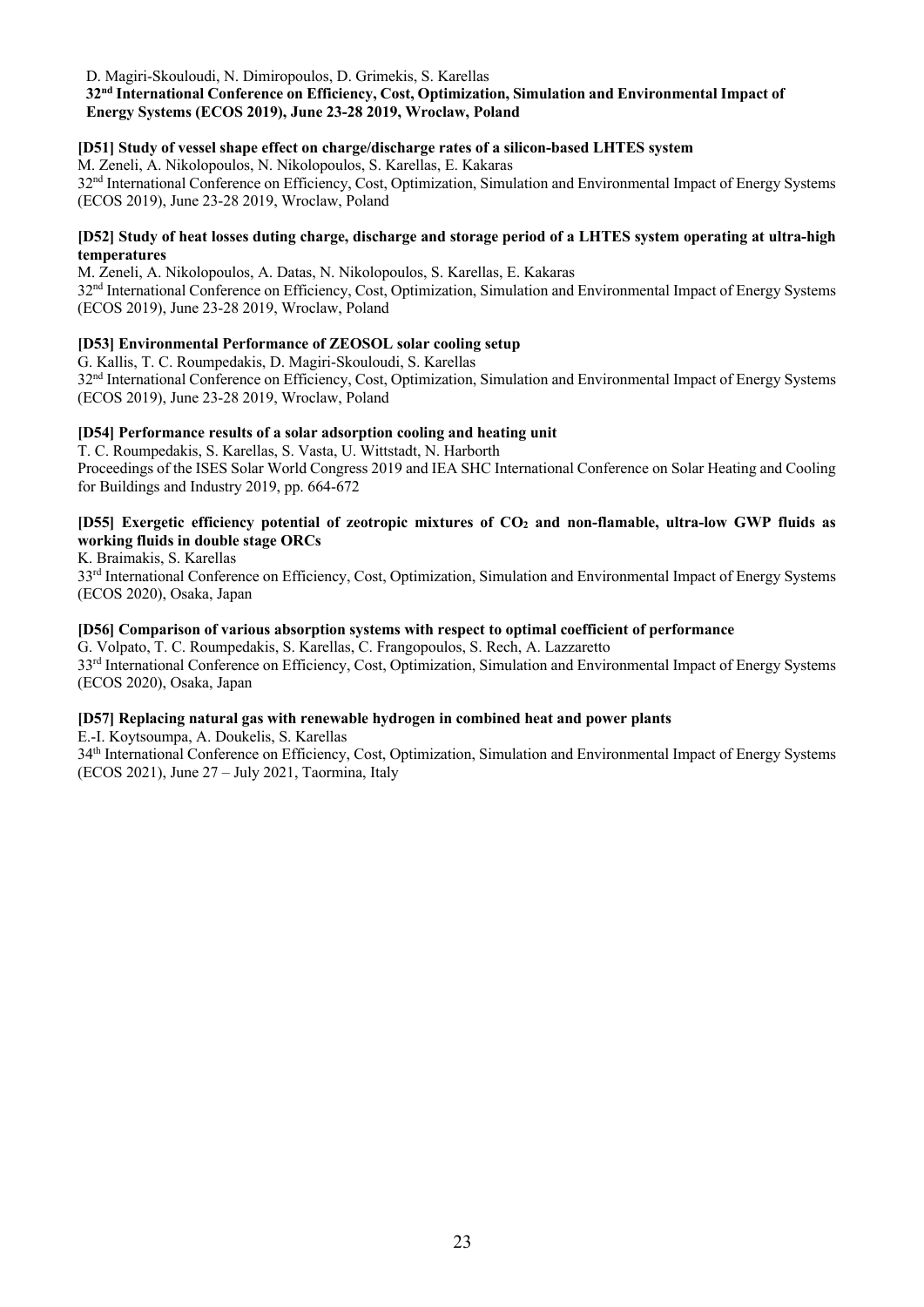D. Magiri-Skouloudi, N. Dimiropoulos, D. Grimekis, S. Karellas
**32nd International Conference on Efficiency, Cost, Optimization, Simulation and Environmental Impact of Energy Systems (ECOS 2019), June 23-28 2019, Wroclaw, Poland**

**[D51] Study of vessel shape effect on charge/discharge rates of a silicon-based LHTES system**
M. Zeneli, A. Nikolopoulos, N. Nikolopoulos, S. Karellas, E. Kakaras
32nd International Conference on Efficiency, Cost, Optimization, Simulation and Environmental Impact of Energy Systems (ECOS 2019), June 23-28 2019, Wroclaw, Poland

**[D52] Study of heat losses duting charge, discharge and storage period of a LHTES system operating at ultra-high temperatures**
M. Zeneli, A. Nikolopoulos, A. Datas, N. Nikolopoulos, S. Karellas, E. Kakaras
32nd International Conference on Efficiency, Cost, Optimization, Simulation and Environmental Impact of Energy Systems (ECOS 2019), June 23-28 2019, Wroclaw, Poland

**[D53] Environmental Performance of ZEOSOL solar cooling setup**
G. Kallis, T. C. Roumpedakis, D. Magiri-Skouloudi, S. Karellas
32nd International Conference on Efficiency, Cost, Optimization, Simulation and Environmental Impact of Energy Systems (ECOS 2019), June 23-28 2019, Wroclaw, Poland

**[D54] Performance results of a solar adsorption cooling and heating unit**
T. C. Roumpedakis, S. Karellas, S. Vasta, U. Wittstadt, N. Harborth
Proceedings of the ISES Solar World Congress 2019 and IEA SHC International Conference on Solar Heating and Cooling for Buildings and Industry 2019, pp. 664-672

**[D55] Exergetic efficiency potential of zeotropic mixtures of $CO_2$ and non-flamable, ultra-low GWP fluids as working fluids in double stage ORCs**
K. Braimakis, S. Karellas
33rd International Conference on Efficiency, Cost, Optimization, Simulation and Environmental Impact of Energy Systems (ECOS 2020), Osaka, Japan

**[D56] Comparison of various absorption systems with respect to optimal coefficient of performance**
G. Volpato, T. C. Roumpedakis, S. Karellas, C. Frangopoulos, S. Rech, A. Lazzaretto
33rd International Conference on Efficiency, Cost, Optimization, Simulation and Environmental Impact of Energy Systems (ECOS 2020), Osaka, Japan

**[D57] Replacing natural gas with renewable hydrogen in combined heat and power plants**
E.-I. Koytsoumpa, A. Doukelis, S. Karellas
34th International Conference on Efficiency, Cost, Optimization, Simulation and Environmental Impact of Energy Systems (ECOS 2021), June 27 – July 2021, Taormina, Italy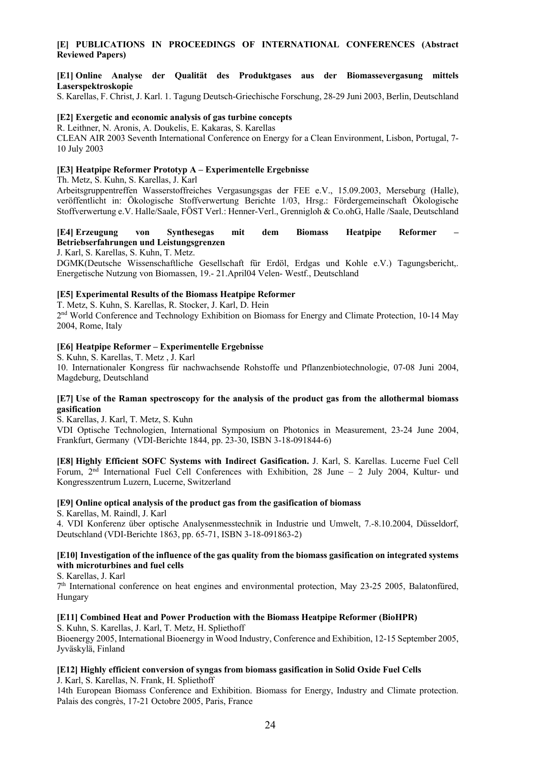**[E] PUBLICATIONS IN PROCEEDINGS OF INTERNATIONAL CONFERENCES (Abstract Reviewed Papers)**

**[E1] Online Analyse der Qualität des Produktgases aus der Biomassevergasung mittels Laserspektroskopie**
S. Karellas, F. Christ, J. Karl. 1. Tagung Deutsch-Griechische Forschung, 28-29 Juni 2003, Berlin, Deutschland

**[E2] Exergetic and economic analysis of gas turbine concepts**
R. Leithner, N. Aronis, A. Doukelis, E. Kakaras, S. Karellas
CLEAN AIR 2003 Seventh International Conference on Energy for a Clean Environment, Lisbon, Portugal, 7-10 July 2003

**[E3] Heatpipe Reformer Prototyp A – Experimentelle Ergebnisse**
Th. Metz, S. Kuhn, S. Karellas, J. Karl
Arbeitsgruppentreffen Wasserstoffreiches Vergasungsgas der FEE e.V., 15.09.2003, Merseburg (Halle), veröffentlicht in: Ökologische Stoffverwertung Berichte 1/03, Hrsg.: Fördergemeinschaft Ökologische Stoffverwertung e.V. Halle/Saale, FÖST Verl.: Henner-Verl., Grennigloh & Co.ohG, Halle /Saale, Deutschland

**[E4] Erzeugung von Synthesegas mit dem Biomass Heatpipe Reformer – Betriebserfahrungen und Leistungsgrenzen**
J. Karl, S. Karellas, S. Kuhn, T. Metz.
DGMK(Deutsche Wissenschaftliche Gesellschaft für Erdöl, Erdgas und Kohle e.V.) Tagungsbericht,. Energetische Nutzung von Biomassen, 19.- 21.April04 Velen- Westf., Deutschland

**[E5] Experimental Results of the Biomass Heatpipe Reformer**
T. Metz, S. Kuhn, S. Karellas, R. Stocker, J. Karl, D. Hein
2nd World Conference and Technology Exhibition on Biomass for Energy and Climate Protection, 10-14 May 2004, Rome, Italy

**[E6] Heatpipe Reformer – Experimentelle Ergebnisse**
S. Kuhn, S. Karellas, T. Metz , J. Karl
10. Internationaler Kongress für nachwachsende Rohstoffe und Pflanzenbiotechnologie, 07-08 Juni 2004, Magdeburg, Deutschland

**[E7] Use of the Raman spectroscopy for the analysis of the product gas from the allothermal biomass gasification**
S. Karellas, J. Karl, T. Metz, S. Kuhn
VDI Optische Technologien, International Symposium on Photonics in Measurement, 23-24 June 2004, Frankfurt, Germany (VDI-Berichte 1844, pp. 23-30, ISBN 3-18-091844-6)

**[E8] Highly Efficient SOFC Systems with Indirect Gasification.** J. Karl, S. Karellas. Lucerne Fuel Cell Forum, 2nd International Fuel Cell Conferences with Exhibition, 28 June – 2 July 2004, Kultur- und Kongresszentrum Luzern, Lucerne, Switzerland

**[E9] Online optical analysis of the product gas from the gasification of biomass**
S. Karellas, M. Raindl, J. Karl
4. VDI Konferenz über optische Analysenmesstechnik in Industrie und Umwelt, 7.-8.10.2004, Düsseldorf, Deutschland (VDI-Berichte 1863, pp. 65-71, ISBN 3-18-091863-2)

**[E10] Investigation of the influence of the gas quality from the biomass gasification on integrated systems with microturbines and fuel cells**
S. Karellas, J. Karl
7th International conference on heat engines and environmental protection, May 23-25 2005, Balatonfüred, Hungary

**[E11] Combined Heat and Power Production with the Biomass Heatpipe Reformer (BioHPR)**
S. Kuhn, S. Karellas, J. Karl, T. Metz, H. Spliethoff
Bioenergy 2005, International Bioenergy in Wood Industry, Conference and Exhibition, 12-15 September 2005, Jyväskylä, Finland

**[E12] Highly efficient conversion of syngas from biomass gasification in Solid Oxide Fuel Cells**
J. Karl, S. Karellas, N. Frank, H. Spliethoff
14th European Biomass Conference and Exhibition. Biomass for Energy, Industry and Climate protection. Palais des congrès, 17-21 Octobre 2005, Paris, France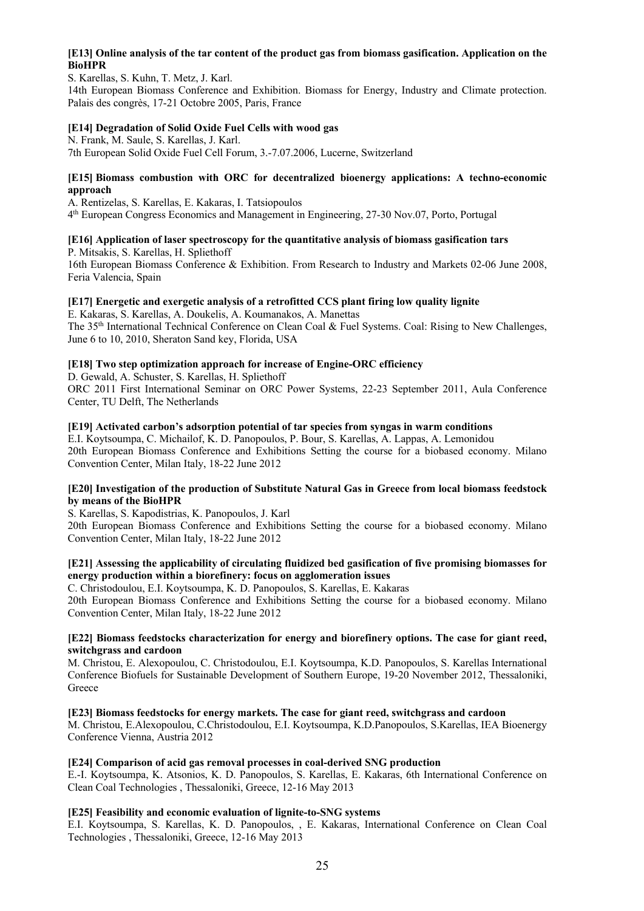**[E13] Online analysis of the tar content of the product gas from biomass gasification. Application on the BioHPR**

S. Karellas, S. Kuhn, T. Metz, J. Karl.
14th European Biomass Conference and Exhibition. Biomass for Energy, Industry and Climate protection. Palais des congrès, 17-21 Octobre 2005, Paris, France

**[E14] Degradation of Solid Oxide Fuel Cells with wood gas**

N. Frank, M. Saule, S. Karellas, J. Karl.
7th European Solid Oxide Fuel Cell Forum, 3.-7.07.2006, Lucerne, Switzerland

**[E15] Biomass combustion with ORC for decentralized bioenergy applications: A techno-economic approach**

A. Rentizelas, S. Karellas, E. Kakaras, I. Tatsiopoulos
4th European Congress Economics and Management in Engineering, 27-30 Nov.07, Porto, Portugal

**[E16] Application of laser spectroscopy for the quantitative analysis of biomass gasification tars**

P. Mitsakis, S. Karellas, H. Spliethoff
16th European Biomass Conference & Exhibition. From Research to Industry and Markets 02-06 June 2008, Feria Valencia, Spain

**[E17] Energetic and exergetic analysis of a retrofitted CCS plant firing low quality lignite**

E. Kakaras, S. Karellas, A. Doukelis, A. Koumanakos, A. Manettas
The 35th International Technical Conference on Clean Coal & Fuel Systems. Coal: Rising to New Challenges, June 6 to 10, 2010, Sheraton Sand key, Florida, USA

**[E18] Two step optimization approach for increase of Engine-ORC efficiency**

D. Gewald, A. Schuster, S. Karellas, H. Spliethoff
ORC 2011 First International Seminar on ORC Power Systems, 22-23 September 2011, Aula Conference Center, TU Delft, The Netherlands

**[E19] Activated carbon's adsorption potential of tar species from syngas in warm conditions**

E.I. Koytsoumpa, C. Michailof, K. D. Panopoulos, P. Bour, S. Karellas, A. Lappas, A. Lemonidou
20th European Biomass Conference and Exhibitions Setting the course for a biobased economy. Milano Convention Center, Milan Italy, 18-22 June 2012

**[E20] Investigation of the production of Substitute Natural Gas in Greece from local biomass feedstock by means of the BioHPR**

S. Karellas, S. Kapodistrias, K. Panopoulos, J. Karl
20th European Biomass Conference and Exhibitions Setting the course for a biobased economy. Milano Convention Center, Milan Italy, 18-22 June 2012

**[E21] Assessing the applicability of circulating fluidized bed gasification of five promising biomasses for energy production within a biorefinery: focus on agglomeration issues**

C. Christodoulou, E.I. Koytsoumpa, K. D. Panopoulos, S. Karellas, E. Kakaras
20th European Biomass Conference and Exhibitions Setting the course for a biobased economy. Milano Convention Center, Milan Italy, 18-22 June 2012

**[E22] Biomass feedstocks characterization for energy and biorefinery options. The case for giant reed, switchgrass and cardoon**

M. Christou, E. Alexopoulou, C. Christodoulou, E.I. Koytsoumpa, K.D. Panopoulos, S. Karellas International Conference Biofuels for Sustainable Development of Southern Europe, 19-20 November 2012, Thessaloniki, Greece

**[E23] Biomass feedstocks for energy markets. The case for giant reed, switchgrass and cardoon**

M. Christou, E.Alexopoulou, C.Christodoulou, E.I. Koytsoumpa, K.D.Panopoulos, S.Karellas, IEA Bioenergy Conference Vienna, Austria 2012

**[E24] Comparison of acid gas removal processes in coal-derived SNG production**

E.-I. Koytsoumpa, K. Atsonios, K. D. Panopoulos, S. Karellas, E. Kakaras, 6th International Conference on Clean Coal Technologies , Thessaloniki, Greece, 12-16 May 2013

**[E25] Feasibility and economic evaluation of lignite-to-SNG systems**

E.I. Koytsoumpa, S. Karellas, K. D. Panopoulos, , E. Kakaras, International Conference on Clean Coal Technologies , Thessaloniki, Greece, 12-16 May 2013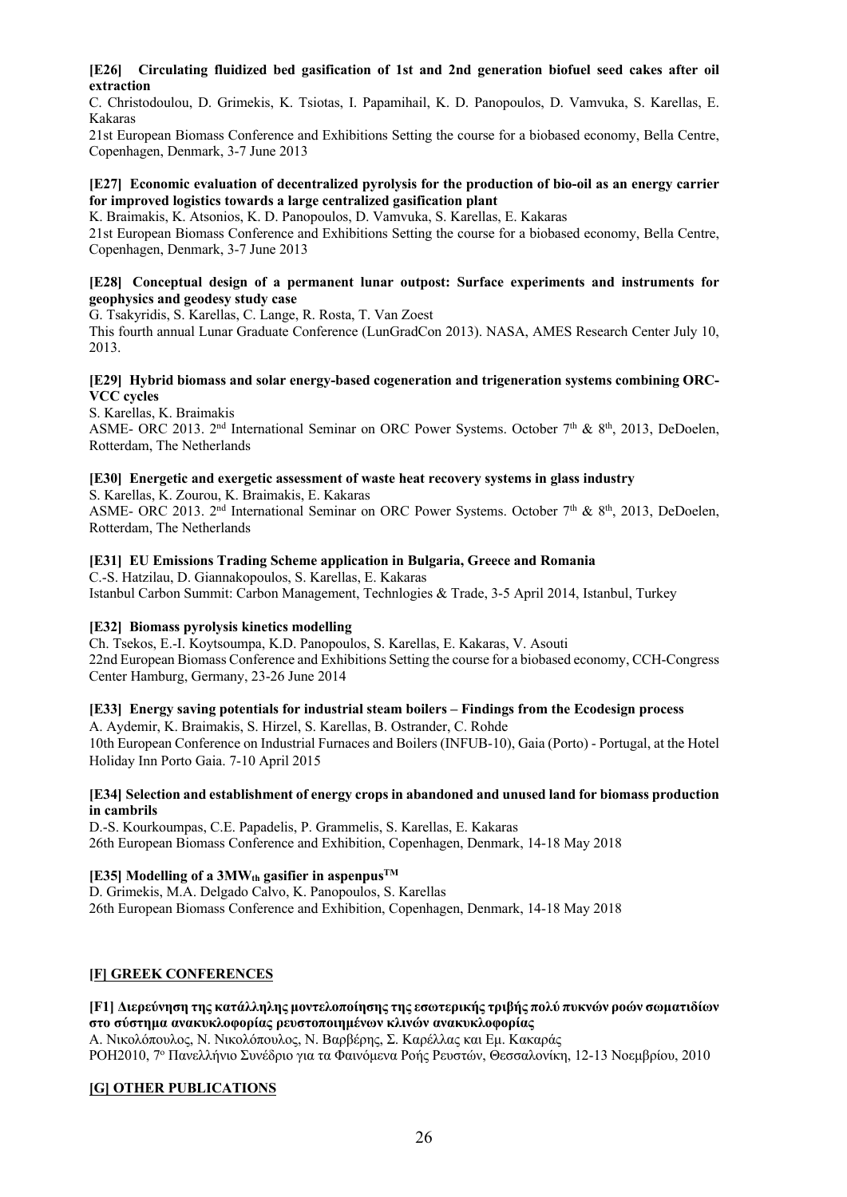**[E26] Circulating fluidized bed gasification of 1st and 2nd generation biofuel seed cakes after oil extraction**

C. Christodoulou, D. Grimekis, K. Tsiotas, I. Papamihail, K. D. Panopoulos, D. Vamvuka, S. Karellas, E. Kakaras

21st European Biomass Conference and Exhibitions Setting the course for a biobased economy, Bella Centre, Copenhagen, Denmark, 3-7 June 2013

**[E27] Economic evaluation of decentralized pyrolysis for the production of bio-oil as an energy carrier for improved logistics towards a large centralized gasification plant**

K. Braimakis, K. Atsonios, K. D. Panopoulos, D. Vamvuka, S. Karellas, E. Kakaras

21st European Biomass Conference and Exhibitions Setting the course for a biobased economy, Bella Centre, Copenhagen, Denmark, 3-7 June 2013

**[E28] Conceptual design of a permanent lunar outpost: Surface experiments and instruments for geophysics and geodesy study case**

G. Tsakyridis, S. Karellas, C. Lange, R. Rosta, T. Van Zoest

This fourth annual Lunar Graduate Conference (LunGradCon 2013). NASA, AMES Research Center July 10, 2013.

**[E29] Hybrid biomass and solar energy-based cogeneration and trigeneration systems combining ORC-VCC cycles**

S. Karellas, K. Braimakis

ASME- ORC 2013. 2nd International Seminar on ORC Power Systems. October 7th & 8th, 2013, DeDoelen, Rotterdam, The Netherlands

**[E30] Energetic and exergetic assessment of waste heat recovery systems in glass industry**

S. Karellas, K. Zourou, K. Braimakis, E. Kakaras

ASME- ORC 2013. 2nd International Seminar on ORC Power Systems. October 7th & 8th, 2013, DeDoelen, Rotterdam, The Netherlands

**[E31] EU Emissions Trading Scheme application in Bulgaria, Greece and Romania**

C.-S. Hatzilau, D. Giannakopoulos, S. Karellas, E. Kakaras

Istanbul Carbon Summit: Carbon Management, Technlogies & Trade, 3-5 April 2014, Istanbul, Turkey

**[E32] Biomass pyrolysis kinetics modelling**

Ch. Tsekos, E.-I. Koytsoumpa, K.D. Panopoulos, S. Karellas, E. Kakaras, V. Asouti

22nd European Biomass Conference and Exhibitions Setting the course for a biobased economy, CCH-Congress Center Hamburg, Germany, 23-26 June 2014

**[E33] Energy saving potentials for industrial steam boilers – Findings from the Ecodesign process**

A. Aydemir, K. Braimakis, S. Hirzel, S. Karellas, B. Ostrander, C. Rohde

10th European Conference on Industrial Furnaces and Boilers (INFUB-10), Gaia (Porto) - Portugal, at the Hotel Holiday Inn Porto Gaia. 7-10 April 2015

**[E34] Selection and establishment of energy crops in abandoned and unused land for biomass production in cambrils**

D.-S. Kourkoumpas, C.E. Papadelis, P. Grammelis, S. Karellas, E. Kakaras

26th European Biomass Conference and Exhibition, Copenhagen, Denmark, 14-18 May 2018

**[E35] Modelling of a $3MW_{th}$ gasifier in aspenpus™**

D. Grimekis, M.A. Delgado Calvo, K. Panopoulos, S. Karellas

26th European Biomass Conference and Exhibition, Copenhagen, Denmark, 14-18 May 2018

## [F] GREEK CONFERENCES

**[F1] Διερεύνηση της κατάλληλης μοντελοποίησης της εσωτερικής τριβής πολύ πυκνών ροών σωματιδίων στο σύστημα ανακυκλοφορίας ρευστοποιημένων κλινών ανακυκλοφορίας**

Α. Νικολόπουλος, Ν. Νικολόπουλος, Ν. Βαρβέρης, Σ. Καρέλλας και Εμ. Κακαράς

ΡΟΗ2010, 7ο Πανελλήνιο Συνέδριο για τα Φαινόμενα Ροής Ρευστών, Θεσσαλονίκη, 12-13 Νοεμβρίου, 2010

## [G] OTHER PUBLICATIONS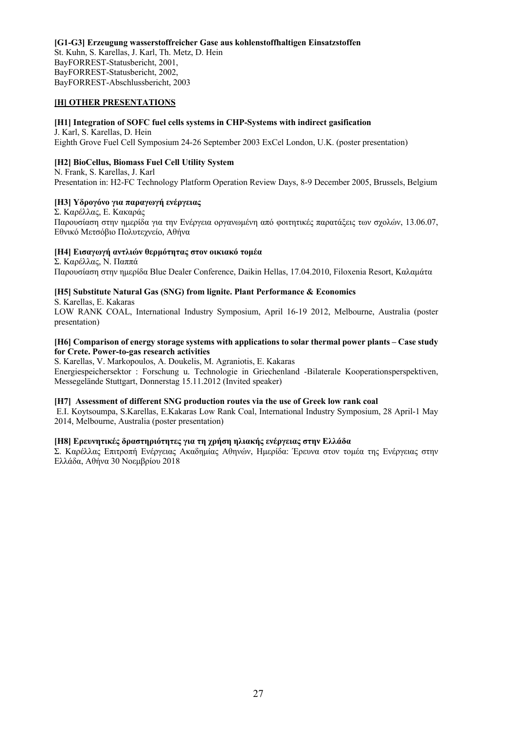**[G1-G3] Erzeugung wasserstoffreicher Gase aus kohlenstoffhaltigen Einsatzstoffen**
St. Kuhn, S. Karellas, J. Karl, Th. Metz, D. Hein
BayFORREST-Statusbericht, 2001,
BayFORREST-Statusbericht, 2002,
BayFORREST-Abschlussbericht, 2003

## [H] OTHER PRESENTATIONS

**[H1] Integration of SOFC fuel cells systems in CHP-Systems with indirect gasification**
J. Karl, S. Karellas, D. Hein
Eighth Grove Fuel Cell Symposium 24-26 September 2003 ExCel London, U.K. (poster presentation)

**[H2] BioCellus, Biomass Fuel Cell Utility System**
N. Frank, S. Karellas, J. Karl
Presentation in: H2-FC Technology Platform Operation Review Days, 8-9 December 2005, Brussels, Belgium

**[H3] Υδρογόνο για παραγωγή ενέργειας**
Σ. Καρέλλας, Ε. Κακαράς
Παρουσίαση στην ημερίδα για την Ενέργεια οργανωμένη από φοιτητικές παρατάξεις των σχολών, 13.06.07, Εθνικό Μετσόβιο Πολυτεχνείο, Αθήνα

**[H4] Εισαγωγή αντλιών θερμότητας στον οικιακό τομέα**
Σ. Καρέλλας, Ν. Παππά
Παρουσίαση στην ημερίδα Blue Dealer Conference, Daikin Hellas, 17.04.2010, Filoxenia Resort, Καλαμάτα

**[H5] Substitute Natural Gas (SNG) from lignite. Plant Performance & Economics**
S. Karellas, E. Kakaras
LOW RANK COAL, International Industry Symposium, April 16-19 2012, Melbourne, Australia (poster presentation)

**[H6] Comparison of energy storage systems with applications to solar thermal power plants – Case study for Crete. Power-to-gas research activities**
S. Karellas, V. Markopoulos, A. Doukelis, M. Agraniotis, E. Kakaras
Energiespeichersektor : Forschung u. Technologie in Griechenland -Bilaterale Kooperationsperspektiven, Messegelände Stuttgart, Donnerstag 15.11.2012 (Invited speaker)

**[H7] Assessment of different SNG production routes via the use of Greek low rank coal**
E.I. Koytsoumpa, S.Karellas, E.Kakaras Low Rank Coal, International Industry Symposium, 28 April-1 May 2014, Melbourne, Australia (poster presentation)

**[H8] Ερευνητικές δραστηριότητες για τη χρήση ηλιακής ενέργειας στην Ελλάδα**
Σ. Καρέλλας Επιτροπή Ενέργειας Ακαδημίας Αθηνών, Ημερίδα: Έρευνα στον τομέα της Ενέργειας στην Ελλάδα, Αθήνα 30 Νοεμβρίου 2018